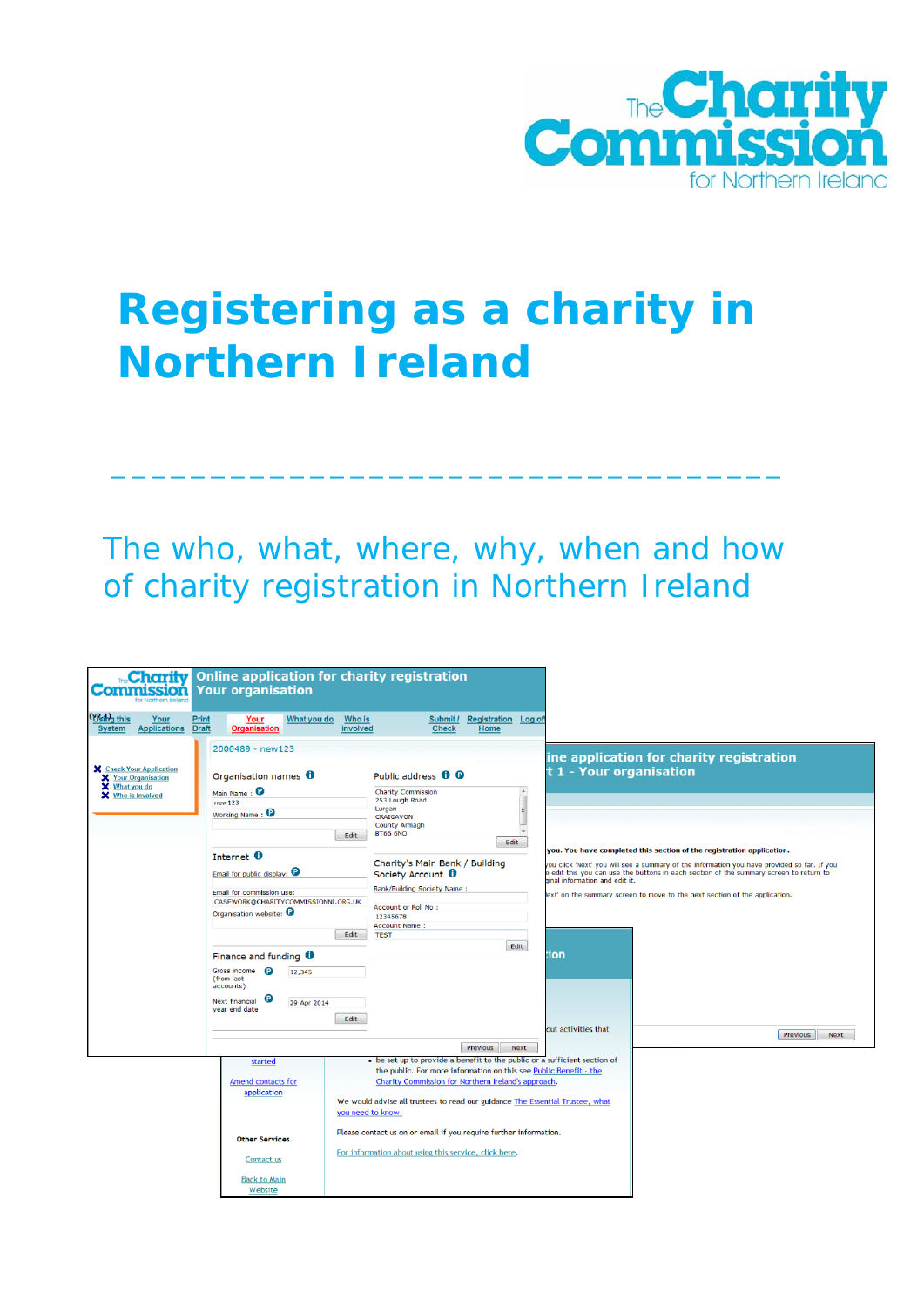# Registering as a charity in Northern Ireland

---

## The who, what, where, why, when and how of charity registration in Northern Ireland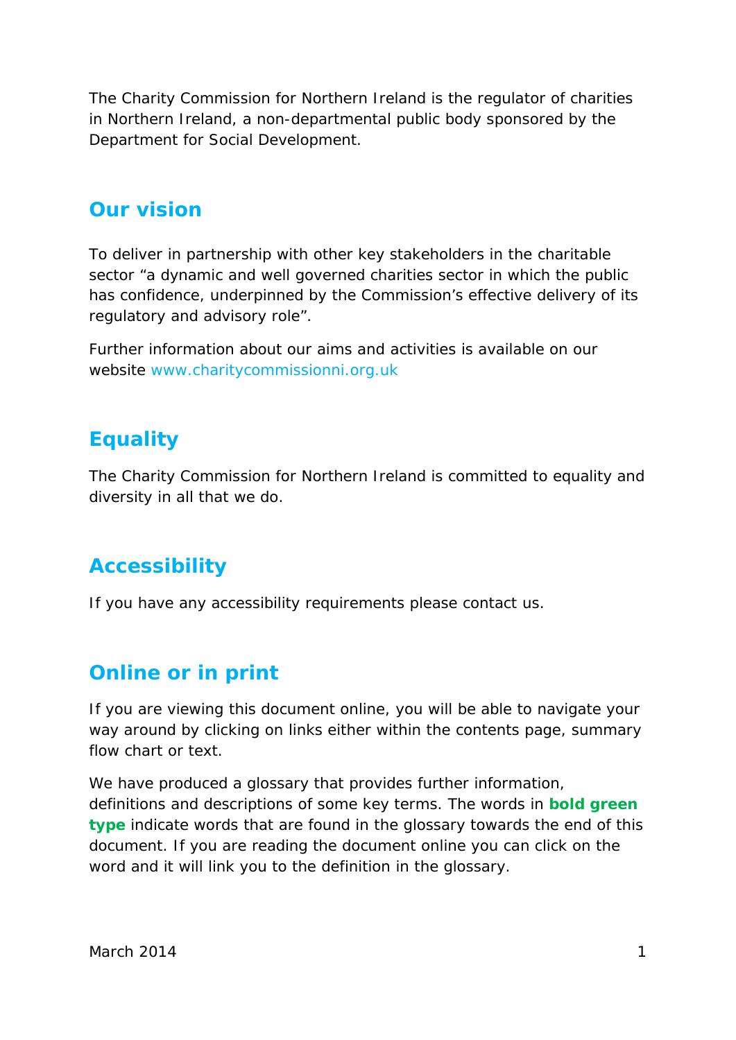The Charity Commission for Northern Ireland is the regulator of charities in Northern Ireland, a non-departmental public body sponsored by the Department for Social Development.

## Our vision

To deliver in partnership with other key stakeholders in the charitable sector “a dynamic and well governed charities sector in which the public has confidence, underpinned by the Commission’s effective delivery of its regulatory and advisory role”.

Further information about our aims and activities is available on our website www.charitycommissionni.org.uk

## Equality

The Charity Commission for Northern Ireland is committed to equality and diversity in all that we do.

## Accessibility

If you have any accessibility requirements please contact us.

## Online or in print

If you are viewing this document online, you will be able to navigate your way around by clicking on links either within the contents page, summary flow chart or text.

We have produced a glossary that provides further information, definitions and descriptions of some key terms. The words in **bold green type** indicate words that are found in the glossary towards the end of this document. If you are reading the document online you can click on the word and it will link you to the definition in the glossary.

March 2014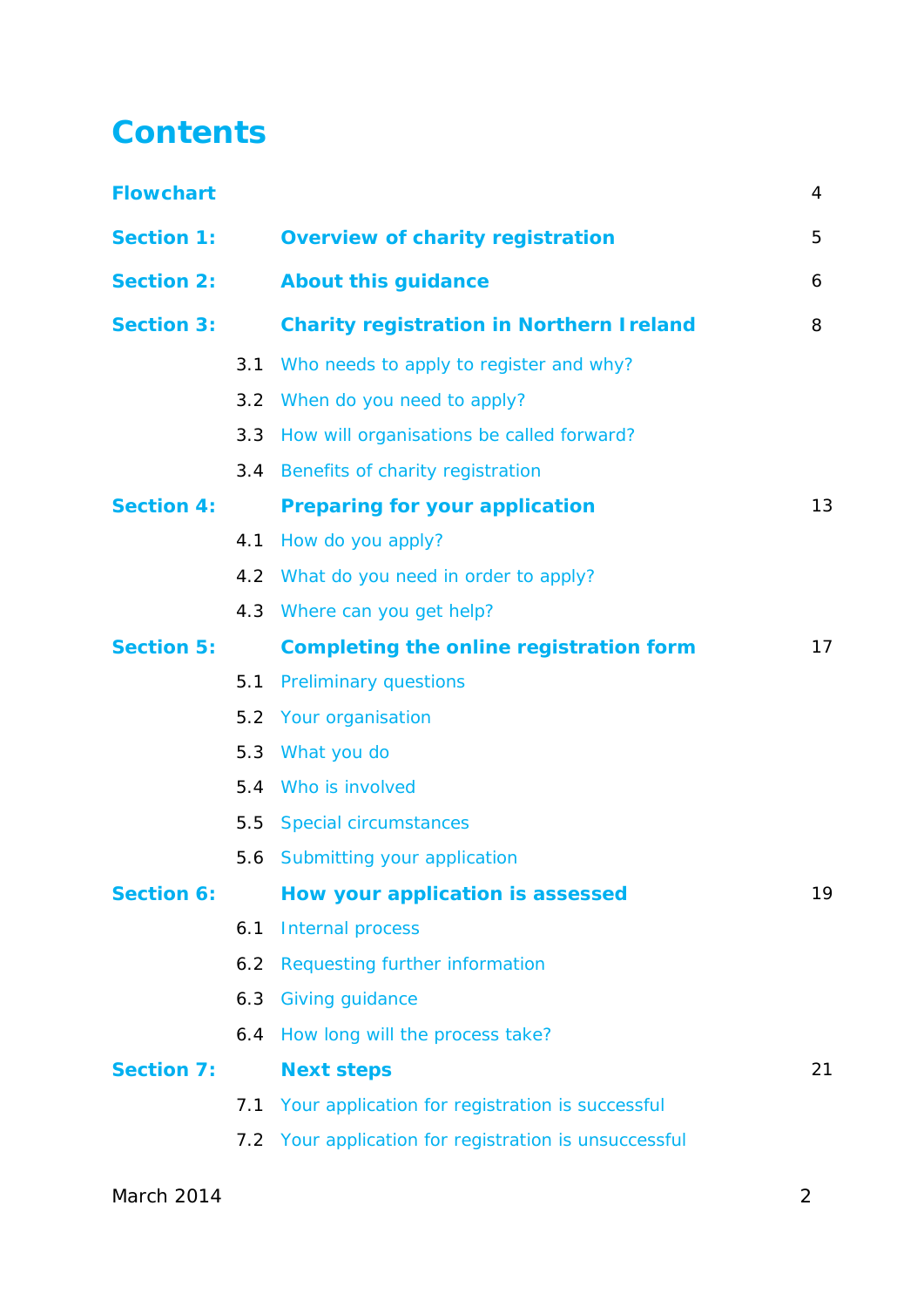# Contents

| | | |
|---|---|---|
| **Flowchart** | | 4 |
| **Section 1:** | **Overview of charity registration** | 5 |
| **Section 2:** | **About this guidance** | 6 |
| **Section 3:** | **Charity registration in Northern Ireland** | 8 |
| 3.1 | Who needs to apply to register and why? | |
| 3.2 | When do you need to apply? | |
| 3.3 | How will organisations be called forward? | |
| 3.4 | Benefits of charity registration | |
| **Section 4:** | **Preparing for your application** | 13 |
| 4.1 | How do you apply? | |
| 4.2 | What do you need in order to apply? | |
| 4.3 | Where can you get help? | |
| **Section 5:** | **Completing the online registration form** | 17 |
| 5.1 | Preliminary questions | |
| 5.2 | Your organisation | |
| 5.3 | What you do | |
| 5.4 | Who is involved | |
| 5.5 | Special circumstances | |
| 5.6 | Submitting your application | |
| **Section 6:** | **How your application is assessed** | 19 |
| 6.1 | Internal process | |
| 6.2 | Requesting further information | |
| 6.3 | Giving guidance | |
| 6.4 | How long will the process take? | |
| **Section 7:** | **Next steps** | 21 |
| 7.1 | Your application for registration is successful | |
| 7.2 | Your application for registration is unsuccessful | |

March 2014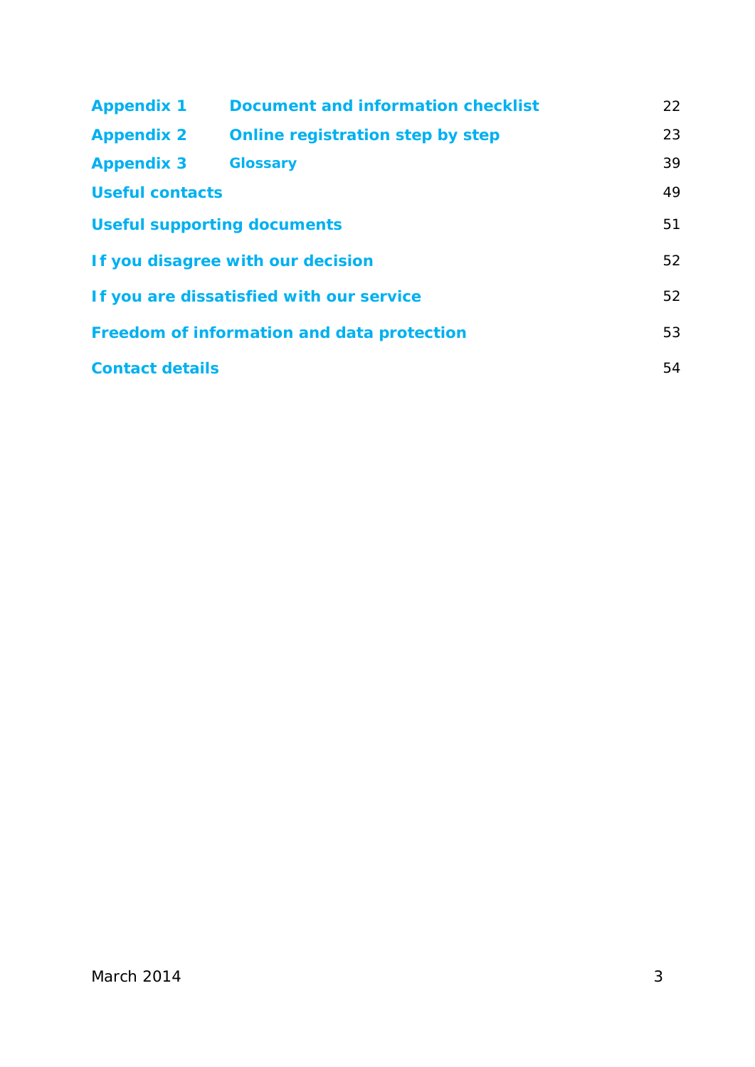| | | |
|---|---|---|
| **Appendix 1** | **Document and information checklist** | 22 |
| **Appendix 2** | **Online registration step by step** | 23 |
| **Appendix 3** | **Glossary** | 39 |
| **Useful contacts** | | 49 |
| **Useful supporting documents** | | 51 |
| **If you disagree with our decision** | | 52 |
| **If you are dissatisfied with our service** | | 52 |
| **Freedom of information and data protection** | | 53 |
| **Contact details** | | 54 |

March 2014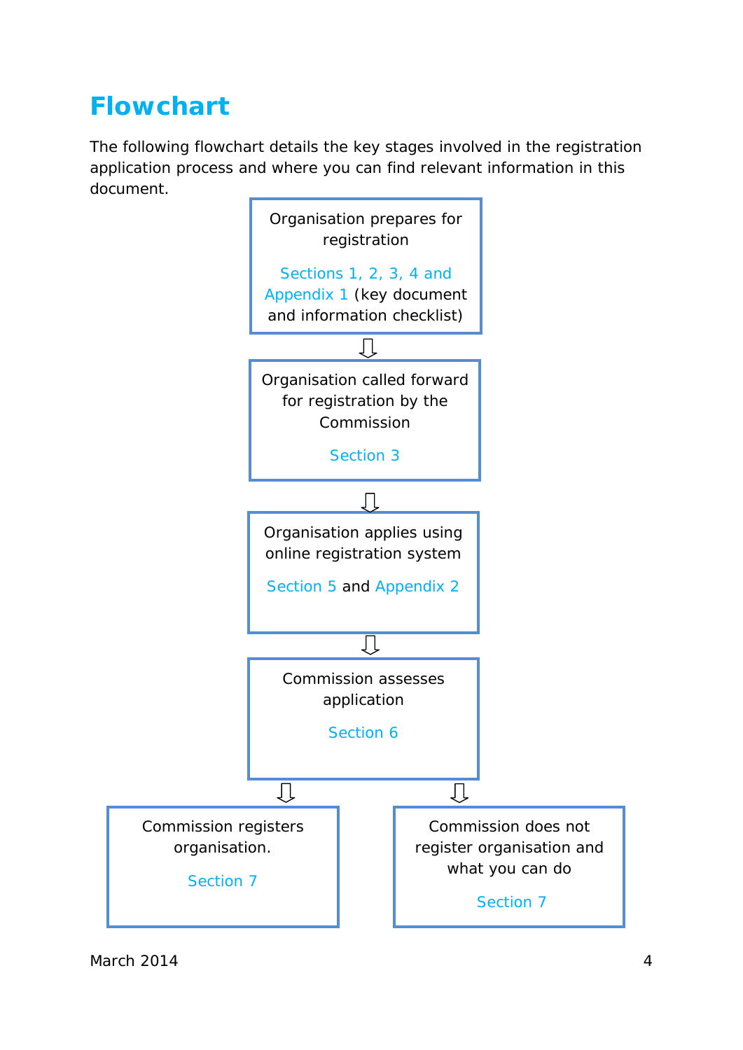# Flowchart

The following flowchart details the key stages involved in the registration application process and where you can find relevant information in this document.

**Organisation prepares for registration**
Sections 1, 2, 3, 4 and Appendix 1 (key document and information checklist)

⇩

**Organisation called forward for registration by the Commission**
Section 3

⇩

**Organisation applies using online registration system**
Section 5 and Appendix 2

⇩

**Commission assesses application**
Section 6

⇩ ⇩

**Commission registers organisation.**
Section 7

**Commission does not register organisation and what you can do**
Section 7

March 2014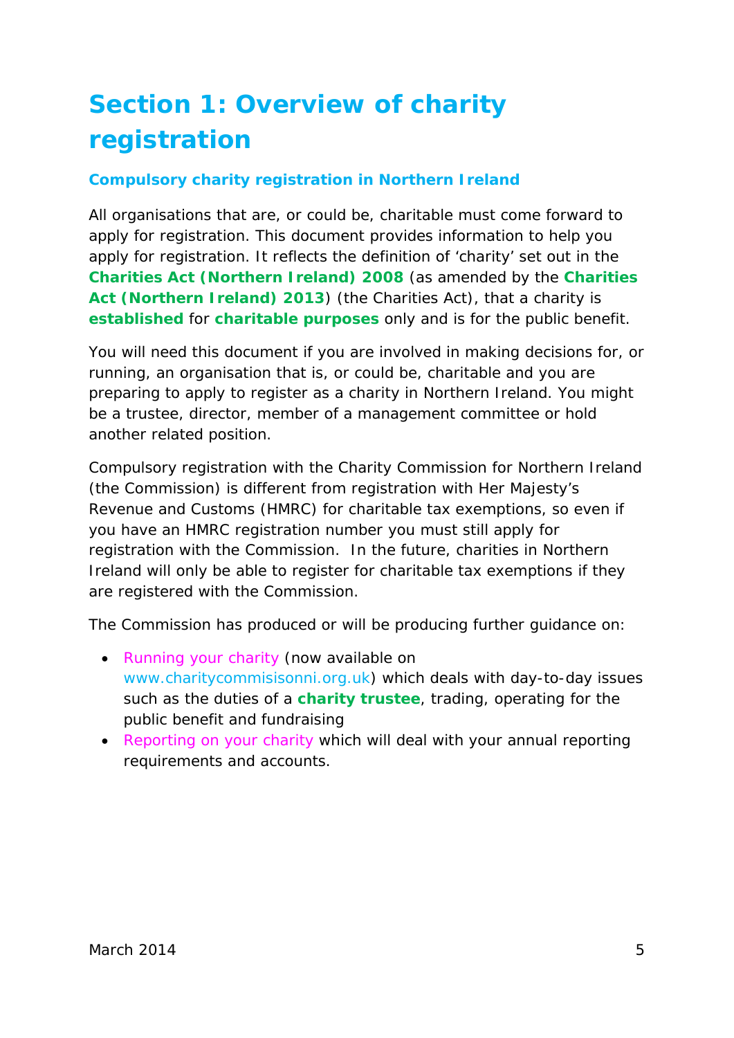# Section 1: Overview of charity registration

### Compulsory charity registration in Northern Ireland

All organisations that are, or could be, charitable must come forward to apply for registration. This document provides information to help you apply for registration. It reflects the definition of 'charity' set out in the **Charities Act (Northern Ireland) 2008** (as amended by the **Charities Act (Northern Ireland) 2013**) (the Charities Act), that a charity is **established** for **charitable purposes** only and is for the public benefit.

You will need this document if you are involved in making decisions for, or running, an organisation that is, or could be, charitable and you are preparing to apply to register as a charity in Northern Ireland. You might be a trustee, director, member of a management committee or hold another related position.

Compulsory registration with the Charity Commission for Northern Ireland (the Commission) is different from registration with Her Majesty's Revenue and Customs (HMRC) for charitable tax exemptions, so even if you have an HMRC registration number you must still apply for registration with the Commission. In the future, charities in Northern Ireland will only be able to register for charitable tax exemptions if they are registered with the Commission.

The Commission has produced or will be producing further guidance on:

- Running your charity (now available on www.charitycommisisonni.org.uk) which deals with day-to-day issues such as the duties of a **charity trustee**, trading, operating for the public benefit and fundraising
- Reporting on your charity which will deal with your annual reporting requirements and accounts.

March 2014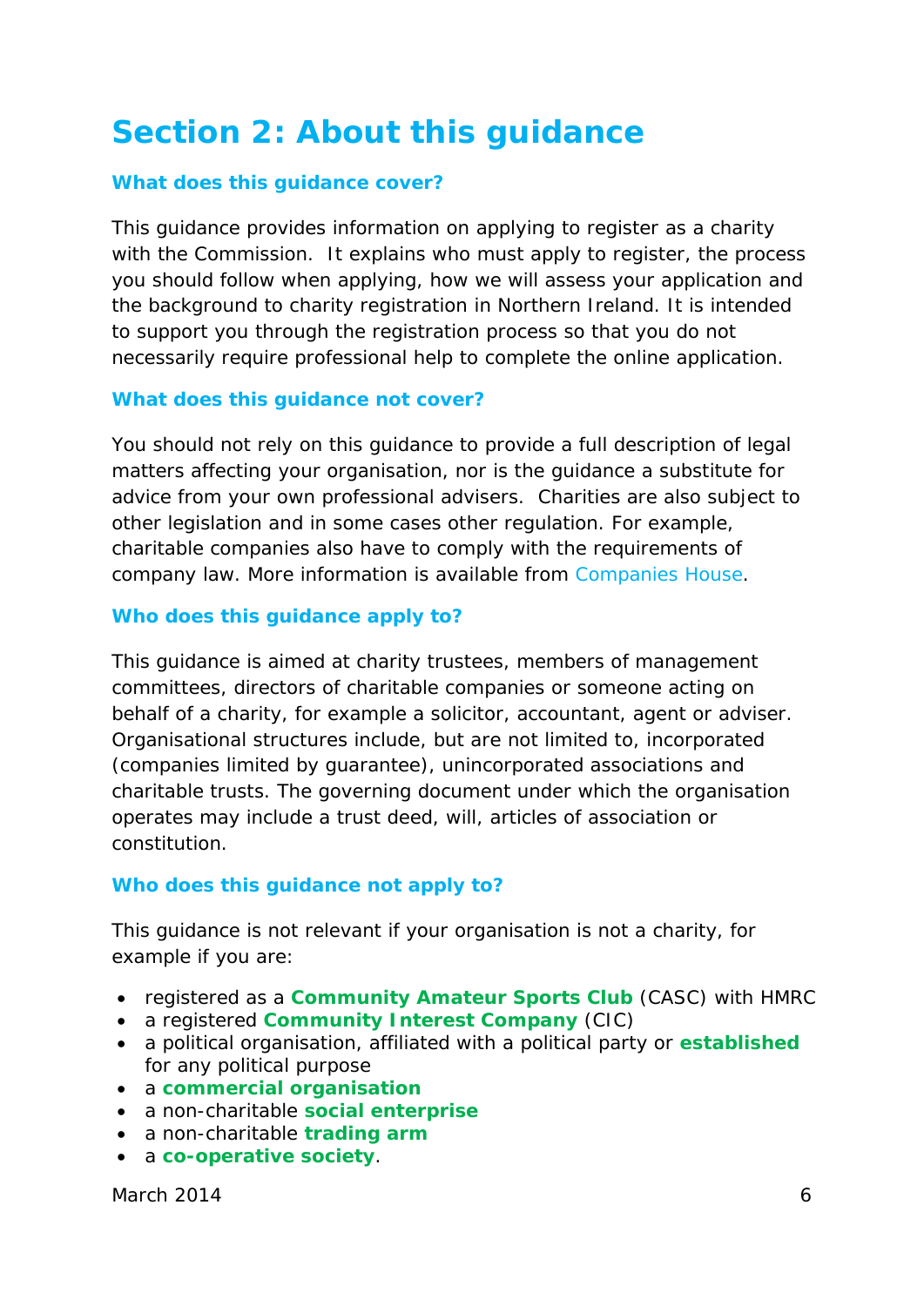# Section 2: About this guidance

### What does this guidance cover?

This guidance provides information on applying to register as a charity with the Commission. It explains who must apply to register, the process you should follow when applying, how we will assess your application and the background to charity registration in Northern Ireland. It is intended to support you through the registration process so that you do not necessarily require professional help to complete the online application.

### What does this guidance not cover?

You should not rely on this guidance to provide a full description of legal matters affecting your organisation, nor is the guidance a substitute for advice from your own professional advisers. Charities are also subject to other legislation and in some cases other regulation. For example, charitable companies also have to comply with the requirements of company law. More information is available from Companies House.

### Who does this guidance apply to?

This guidance is aimed at charity trustees, members of management committees, directors of charitable companies or someone acting on behalf of a charity, for example a solicitor, accountant, agent or adviser. Organisational structures include, but are not limited to, incorporated (companies limited by guarantee), unincorporated associations and charitable trusts. The governing document under which the organisation operates may include a trust deed, will, articles of association or constitution.

### Who does this guidance not apply to?

This guidance is not relevant if your organisation is not a charity, for example if you are:

- registered as a **Community Amateur Sports Club** (CASC) with HMRC
- a registered **Community Interest Company** (CIC)
- a political organisation, affiliated with a political party or **established** for any political purpose
- a **commercial organisation**
- a non-charitable **social enterprise**
- a non-charitable **trading arm**
- a **co-operative society**.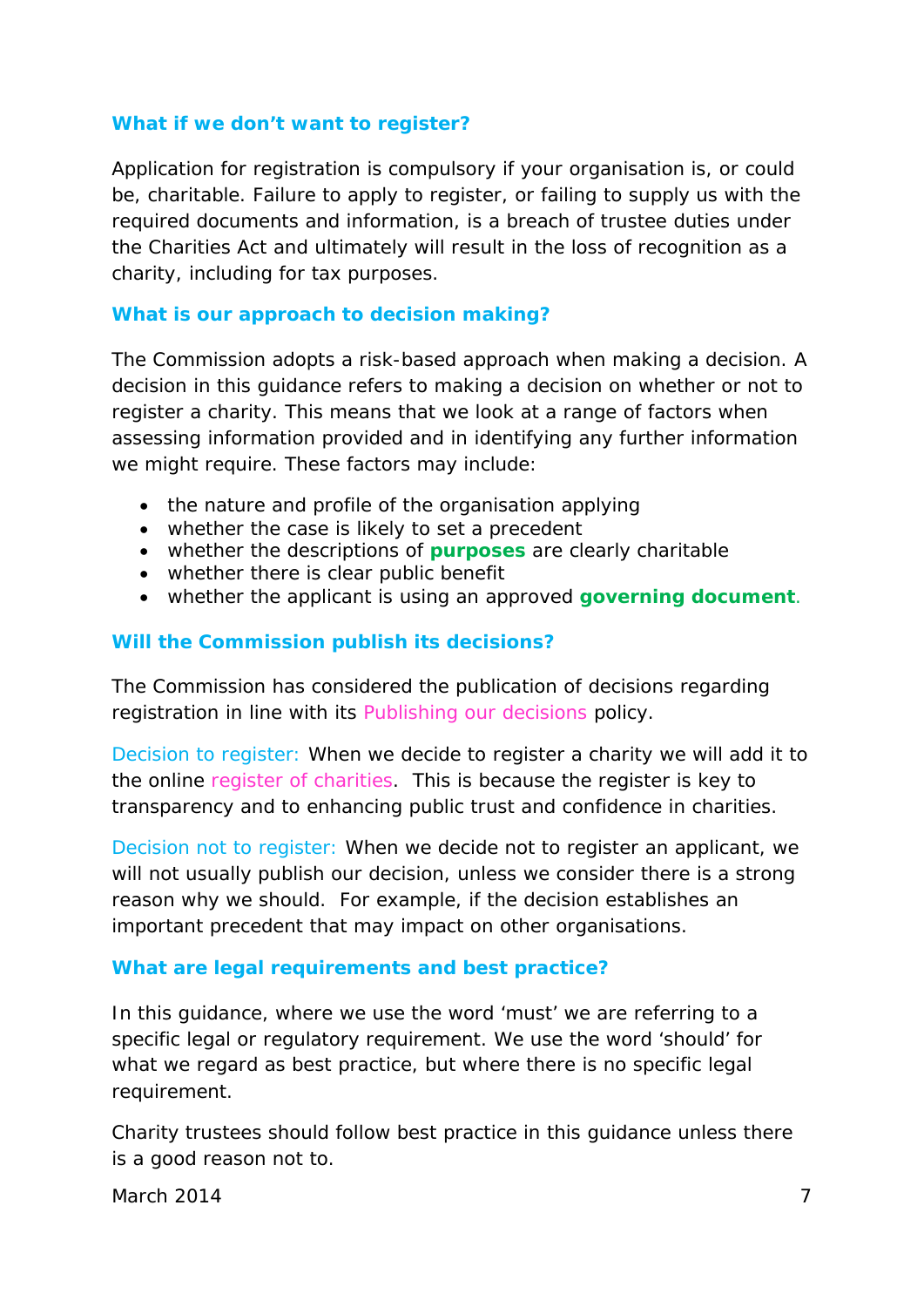### What if we don't want to register?

Application for registration is compulsory if your organisation is, or could be, charitable. Failure to apply to register, or failing to supply us with the required documents and information, is a breach of trustee duties under the Charities Act and ultimately will result in the loss of recognition as a charity, including for tax purposes.

### What is our approach to decision making?

The Commission adopts a risk-based approach when making a decision. A decision in this guidance refers to making a decision on whether or not to register a charity. This means that we look at a range of factors when assessing information provided and in identifying any further information we might require. These factors may include:

- the nature and profile of the organisation applying
- whether the case is likely to set a precedent
- whether the descriptions of **purposes** are clearly charitable
- whether there is clear public benefit
- whether the applicant is using an approved **governing document**.

### Will the Commission publish its decisions?

The Commission has considered the publication of decisions regarding registration in line with its Publishing our decisions policy.

Decision to register: When we decide to register a charity we will add it to the online register of charities. This is because the register is key to transparency and to enhancing public trust and confidence in charities.

Decision not to register: When we decide not to register an applicant, we will not usually publish our decision, unless we consider there is a strong reason why we should. For example, if the decision establishes an important precedent that may impact on other organisations.

### What are legal requirements and best practice?

In this guidance, where we use the word 'must' we are referring to a specific legal or regulatory requirement. We use the word 'should' for what we regard as best practice, but where there is no specific legal requirement.

Charity trustees should follow best practice in this guidance unless there is a good reason not to.

March 2014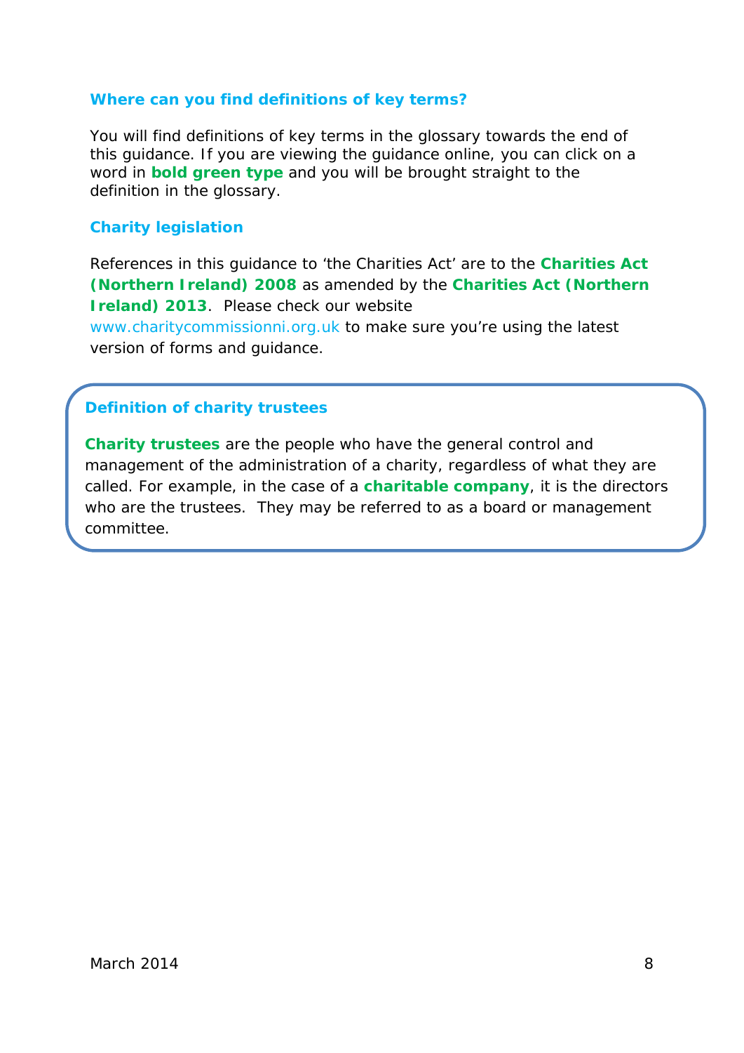### Where can you find definitions of key terms?

You will find definitions of key terms in the glossary towards the end of this guidance. If you are viewing the guidance online, you can click on a word in **bold green type** and you will be brought straight to the definition in the glossary.

### Charity legislation

References in this guidance to 'the Charities Act' are to the **Charities Act (Northern Ireland) 2008** as amended by the **Charities Act (Northern Ireland) 2013**. Please check our website www.charitycommissionni.org.uk to make sure you're using the latest version of forms and guidance.

### Definition of charity trustees

**Charity trustees** are the people who have the general control and management of the administration of a charity, regardless of what they are called. For example, in the case of a **charitable company**, it is the directors who are the trustees. They may be referred to as a board or management committee.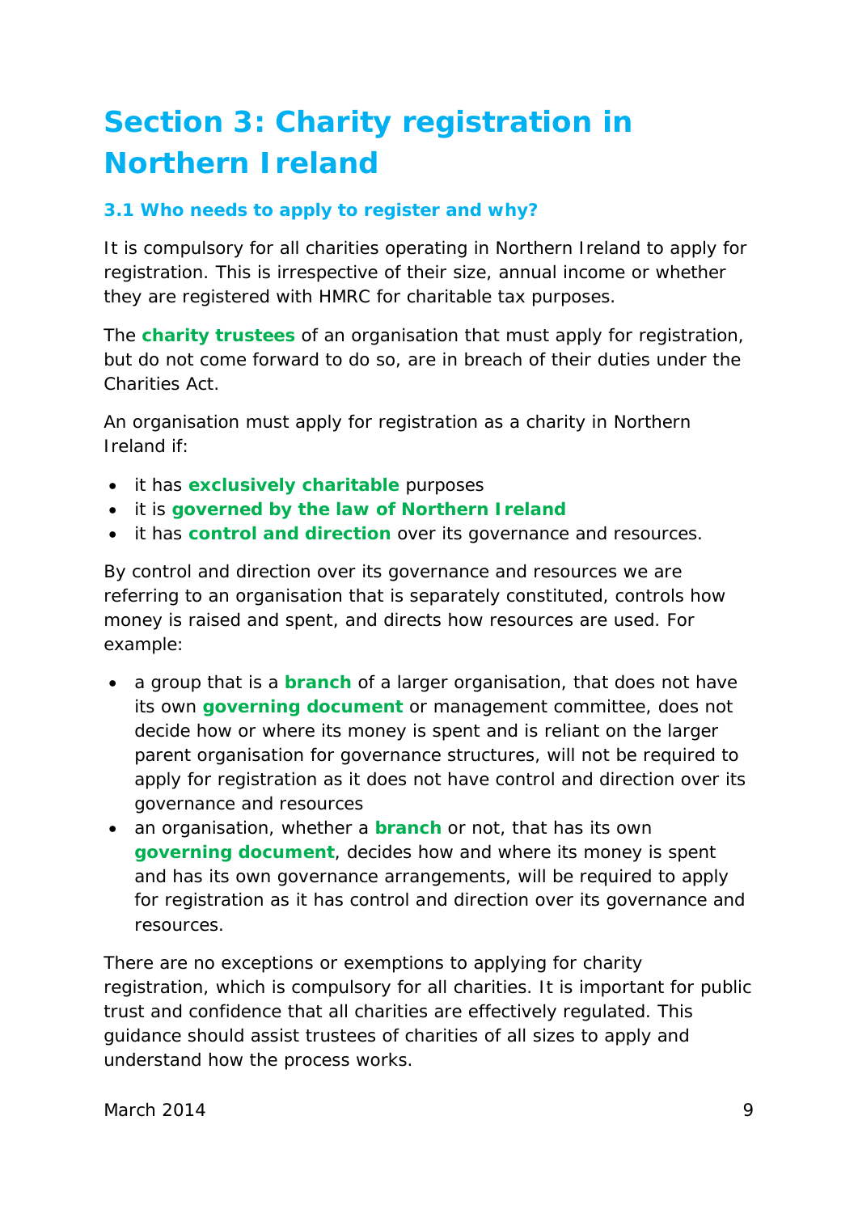# Section 3: Charity registration in Northern Ireland

### 3.1 Who needs to apply to register and why?

It is compulsory for all charities operating in Northern Ireland to apply for registration. This is irrespective of their size, annual income or whether they are registered with HMRC for charitable tax purposes.

The **charity trustees** of an organisation that must apply for registration, but do not come forward to do so, are in breach of their duties under the Charities Act.

An organisation must apply for registration as a charity in Northern Ireland if:

- it has **exclusively charitable** purposes
- it is **governed by the law of Northern Ireland**
- it has **control and direction** over its governance and resources.

By control and direction over its governance and resources we are referring to an organisation that is separately constituted, controls how money is raised and spent, and directs how resources are used. For example:

- a group that is a **branch** of a larger organisation, that does not have its own **governing document** or management committee, does not decide how or where its money is spent and is reliant on the larger parent organisation for governance structures, will not be required to apply for registration as it does not have control and direction over its governance and resources
- an organisation, whether a **branch** or not, that has its own **governing document**, decides how and where its money is spent and has its own governance arrangements, will be required to apply for registration as it has control and direction over its governance and resources.

There are no exceptions or exemptions to applying for charity registration, which is compulsory for all charities. It is important for public trust and confidence that all charities are effectively regulated. This guidance should assist trustees of charities of all sizes to apply and understand how the process works.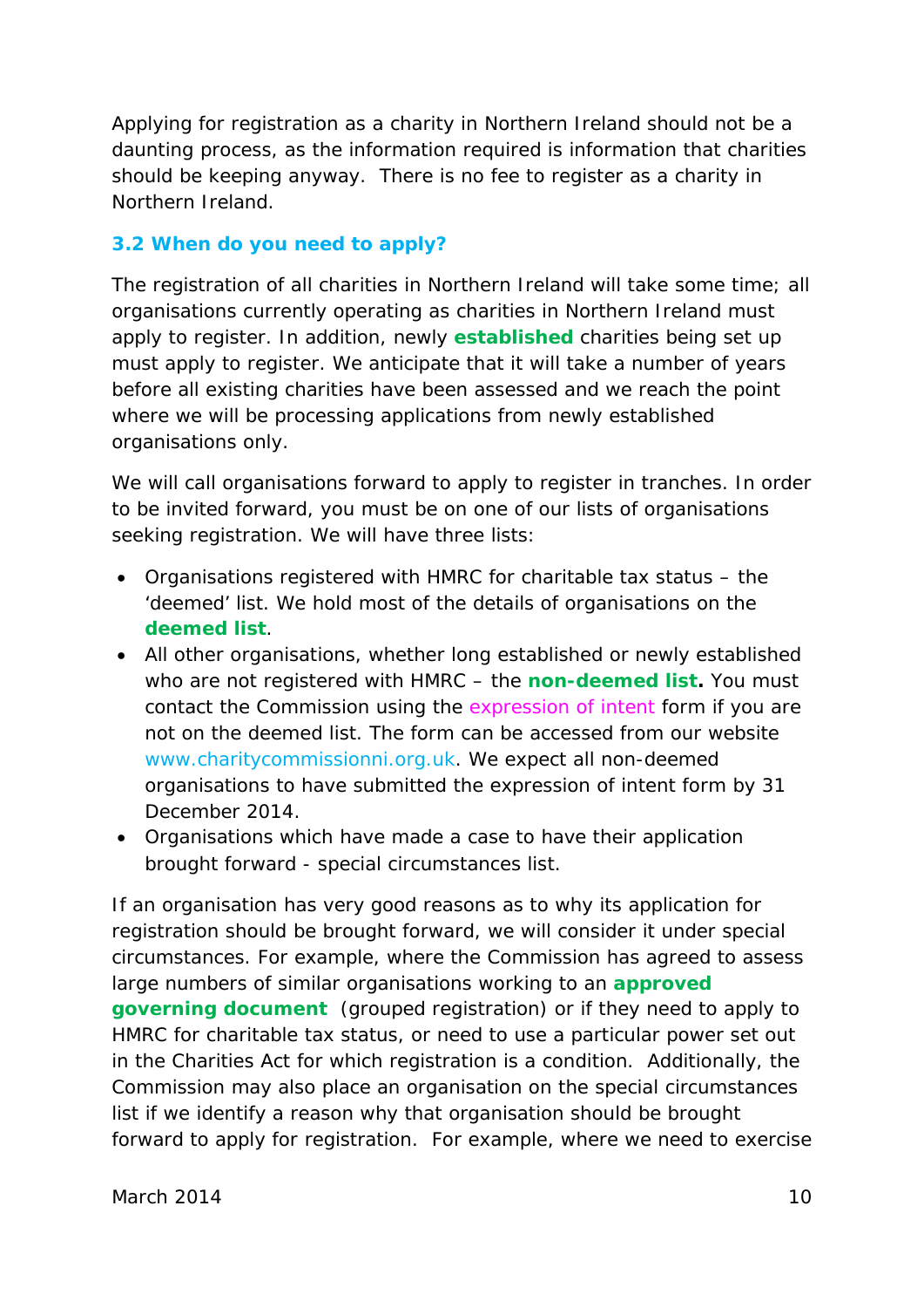Applying for registration as a charity in Northern Ireland should not be a daunting process, as the information required is information that charities should be keeping anyway.  There is no fee to register as a charity in Northern Ireland.

### 3.2 When do you need to apply?

The registration of all charities in Northern Ireland will take some time; all organisations currently operating as charities in Northern Ireland must apply to register. In addition, newly **established** charities being set up must apply to register. We anticipate that it will take a number of years before all existing charities have been assessed and we reach the point where we will be processing applications from newly established organisations only.

We will call organisations forward to apply to register in tranches. In order to be invited forward, you must be on one of our lists of organisations seeking registration. We will have three lists:

- Organisations registered with HMRC for charitable tax status – the 'deemed' list. We hold most of the details of organisations on the **deemed list**.
- All other organisations, whether long established or newly established who are not registered with HMRC – the **non-deemed list.** You must contact the Commission using the expression of intent form if you are not on the deemed list. The form can be accessed from our website www.charitycommissionni.org.uk. We expect all non-deemed organisations to have submitted the expression of intent form by 31 December 2014.
- Organisations which have made a case to have their application brought forward - special circumstances list.

If an organisation has very good reasons as to why its application for registration should be brought forward, we will consider it under special circumstances. For example, where the Commission has agreed to assess large numbers of similar organisations working to an **approved governing document** (grouped registration) or if they need to apply to HMRC for charitable tax status, or need to use a particular power set out in the Charities Act for which registration is a condition.  Additionally, the Commission may also place an organisation on the special circumstances list if we identify a reason why that organisation should be brought forward to apply for registration.  For example, where we need to exercise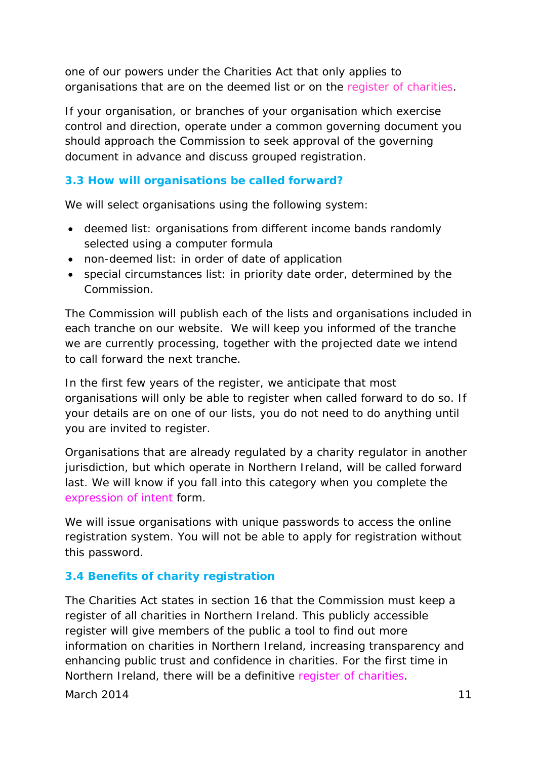one of our powers under the Charities Act that only applies to organisations that are on the deemed list or on the register of charities.

If your organisation, or branches of your organisation which exercise control and direction, operate under a common governing document you should approach the Commission to seek approval of the governing document in advance and discuss grouped registration.

### 3.3 How will organisations be called forward?

We will select organisations using the following system:

- deemed list: organisations from different income bands randomly selected using a computer formula
- non-deemed list: in order of date of application
- special circumstances list: in priority date order, determined by the Commission.

The Commission will publish each of the lists and organisations included in each tranche on our website. We will keep you informed of the tranche we are currently processing, together with the projected date we intend to call forward the next tranche.

In the first few years of the register, we anticipate that most organisations will only be able to register when called forward to do so. If your details are on one of our lists, you do not need to do anything until you are invited to register.

Organisations that are already regulated by a charity regulator in another jurisdiction, but which operate in Northern Ireland, will be called forward last. We will know if you fall into this category when you complete the expression of intent form.

We will issue organisations with unique passwords to access the online registration system. You will not be able to apply for registration without this password.

### 3.4 Benefits of charity registration

The Charities Act states in section 16 that the Commission must keep a register of all charities in Northern Ireland. This publicly accessible register will give members of the public a tool to find out more information on charities in Northern Ireland, increasing transparency and enhancing public trust and confidence in charities. For the first time in Northern Ireland, there will be a definitive register of charities.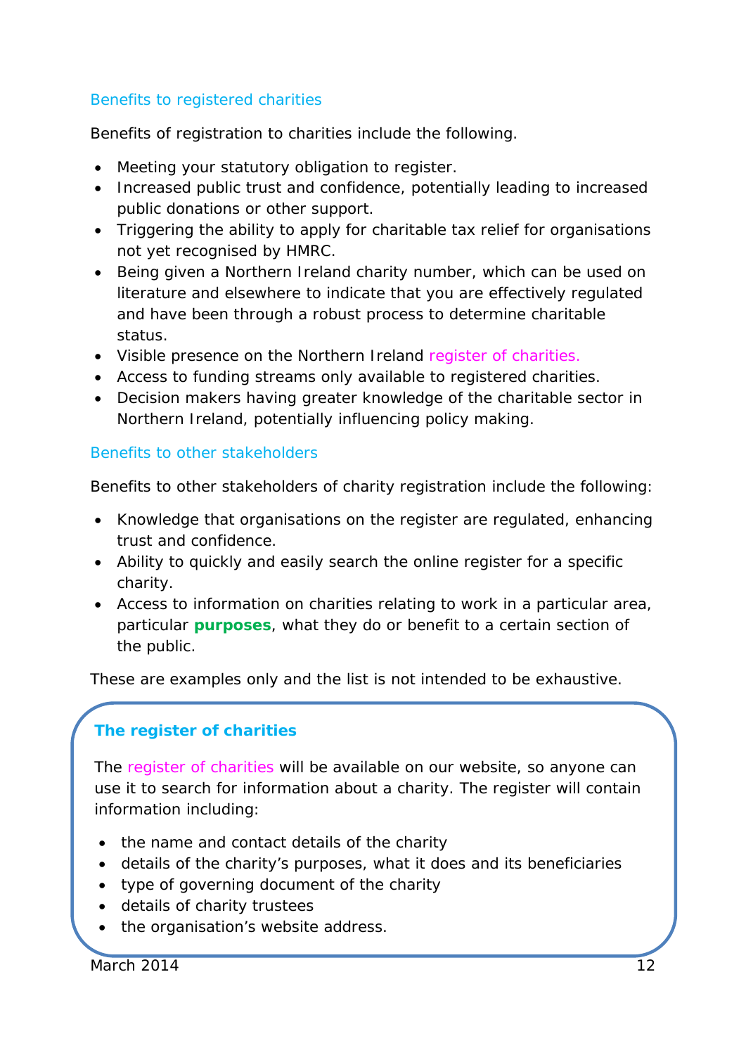### Benefits to registered charities

Benefits of registration to charities include the following.

- Meeting your statutory obligation to register.
- Increased public trust and confidence, potentially leading to increased public donations or other support.
- Triggering the ability to apply for charitable tax relief for organisations not yet recognised by HMRC.
- Being given a Northern Ireland charity number, which can be used on literature and elsewhere to indicate that you are effectively regulated and have been through a robust process to determine charitable status.
- Visible presence on the Northern Ireland register of charities.
- Access to funding streams only available to registered charities.
- Decision makers having greater knowledge of the charitable sector in Northern Ireland, potentially influencing policy making.

### Benefits to other stakeholders

Benefits to other stakeholders of charity registration include the following:

- Knowledge that organisations on the register are regulated, enhancing trust and confidence.
- Ability to quickly and easily search the online register for a specific charity.
- Access to information on charities relating to work in a particular area, particular **purposes**, what they do or benefit to a certain section of the public.

These are examples only and the list is not intended to be exhaustive.

**The register of charities**

The register of charities will be available on our website, so anyone can use it to search for information about a charity. The register will contain information including:

- the name and contact details of the charity
- details of the charity's purposes, what it does and its beneficiaries
- type of governing document of the charity
- details of charity trustees
- the organisation's website address.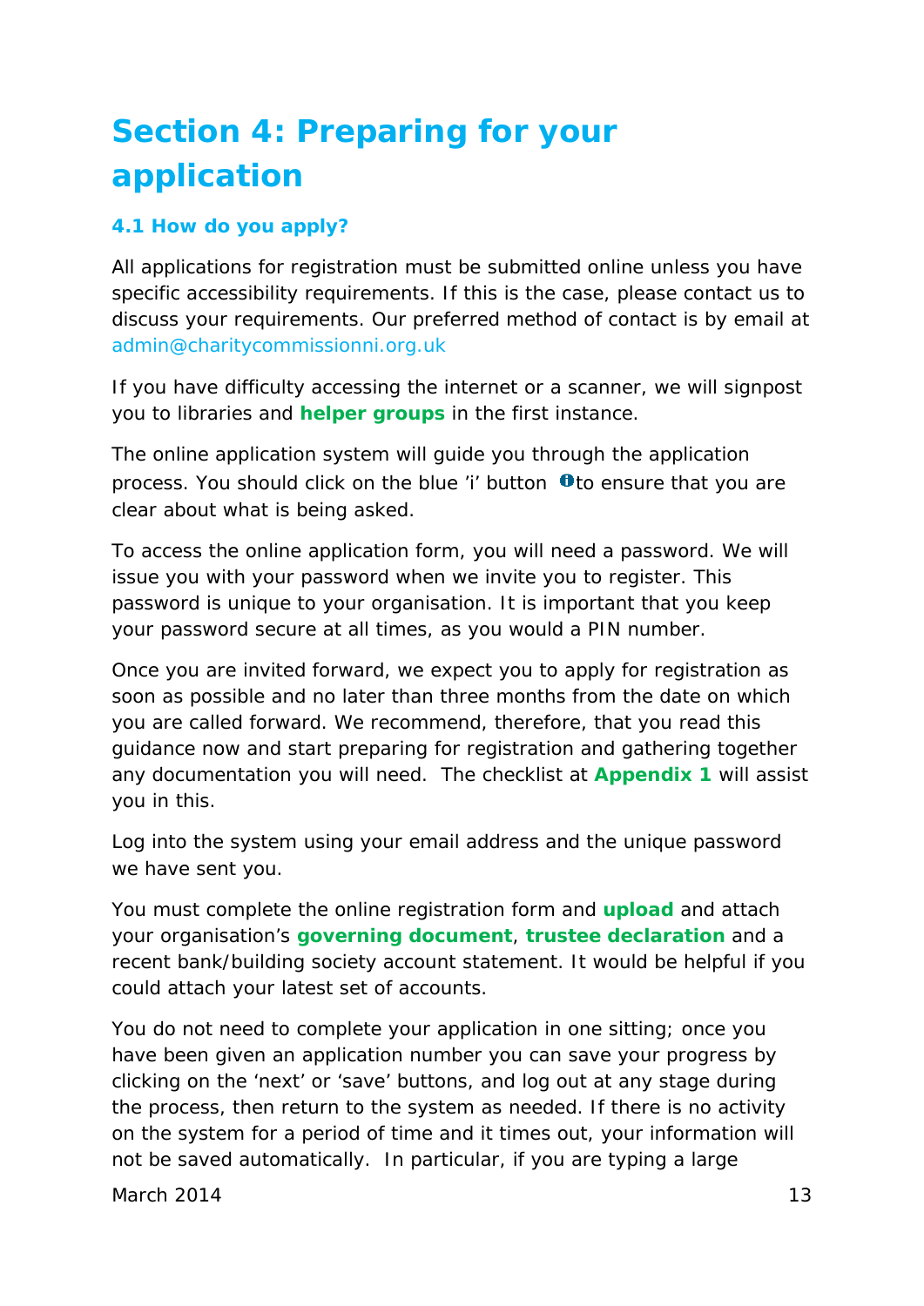# Section 4: Preparing for your application

### 4.1 How do you apply?

All applications for registration must be submitted online unless you have specific accessibility requirements. If this is the case, please contact us to discuss your requirements. Our preferred method of contact is by email at admin@charitycommissionni.org.uk

If you have difficulty accessing the internet or a scanner, we will signpost you to libraries and **helper groups** in the first instance.

The online application system will guide you through the application process. You should click on the blue 'i' button ℹ to ensure that you are clear about what is being asked.

To access the online application form, you will need a password. We will issue you with your password when we invite you to register. This password is unique to your organisation. It is important that you keep your password secure at all times, as you would a PIN number.

Once you are invited forward, we expect you to apply for registration as soon as possible and no later than three months from the date on which you are called forward. We recommend, therefore, that you read this guidance now and start preparing for registration and gathering together any documentation you will need. The checklist at **Appendix 1** will assist you in this.

Log into the system using your email address and the unique password we have sent you.

You must complete the online registration form and **upload** and attach your organisation's **governing document**, **trustee declaration** and a recent bank/building society account statement. It would be helpful if you could attach your latest set of accounts.

You do not need to complete your application in one sitting; once you have been given an application number you can save your progress by clicking on the 'next' or 'save' buttons, and log out at any stage during the process, then return to the system as needed. If there is no activity on the system for a period of time and it times out, your information will not be saved automatically. In particular, if you are typing a large

March 2014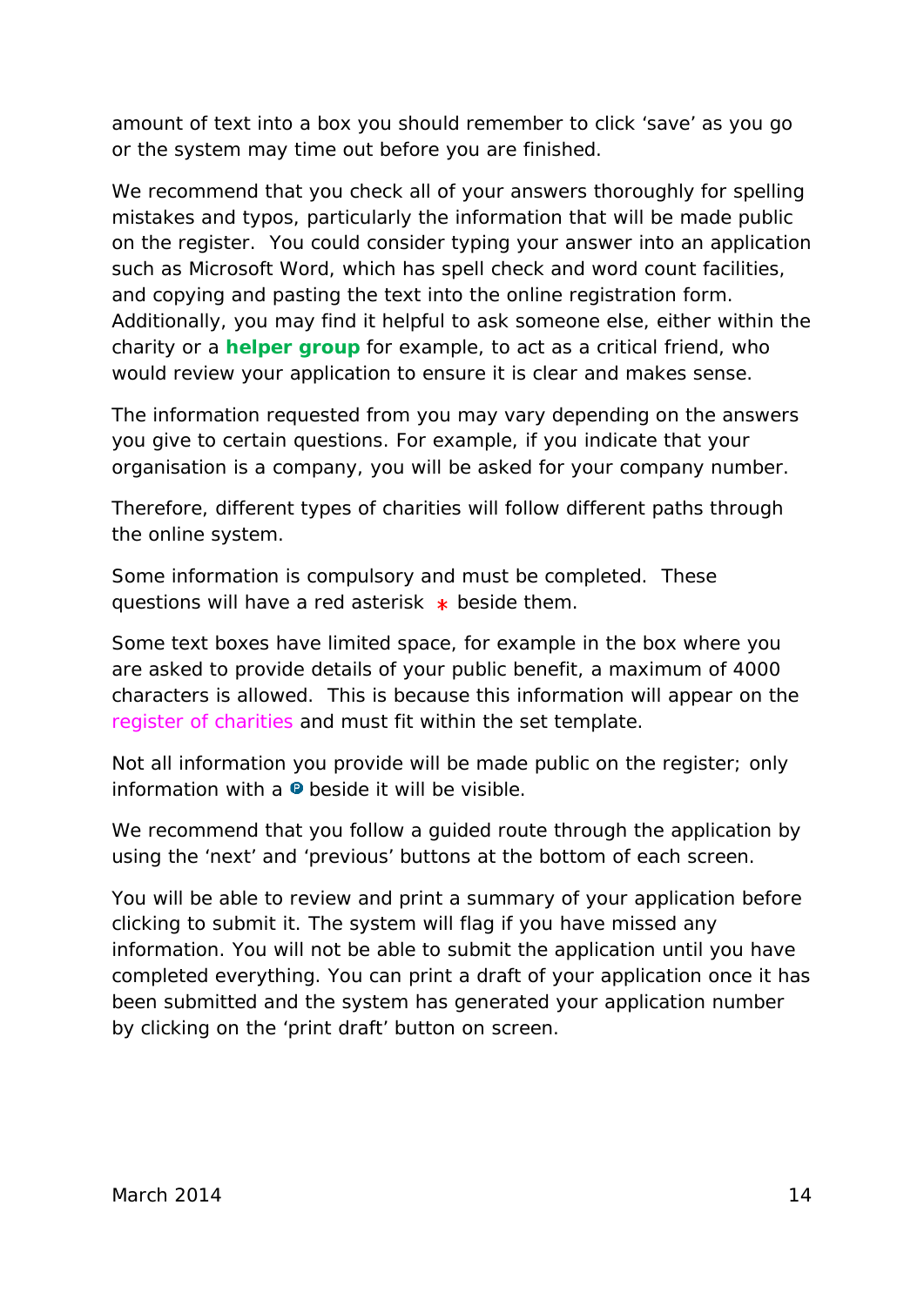amount of text into a box you should remember to click ‘save’ as you go or the system may time out before you are finished.

We recommend that you check all of your answers thoroughly for spelling mistakes and typos, particularly the information that will be made public on the register. You could consider typing your answer into an application such as Microsoft Word, which has spell check and word count facilities, and copying and pasting the text into the online registration form. Additionally, you may find it helpful to ask someone else, either within the charity or a **helper group** for example, to act as a critical friend, who would review your application to ensure it is clear and makes sense.

The information requested from you may vary depending on the answers you give to certain questions. For example, if you indicate that your organisation is a company, you will be asked for your company number.

Therefore, different types of charities will follow different paths through the online system.

Some information is compulsory and must be completed. These questions will have a red asterisk * beside them.

Some text boxes have limited space, for example in the box where you are asked to provide details of your public benefit, a maximum of 4000 characters is allowed. This is because this information will appear on the register of charities and must fit within the set template.

Not all information you provide will be made public on the register; only information with a P beside it will be visible.

We recommend that you follow a guided route through the application by using the ‘next’ and ‘previous’ buttons at the bottom of each screen.

You will be able to review and print a summary of your application before clicking to submit it. The system will flag if you have missed any information. You will not be able to submit the application until you have completed everything. You can print a draft of your application once it has been submitted and the system has generated your application number by clicking on the ‘print draft’ button on screen.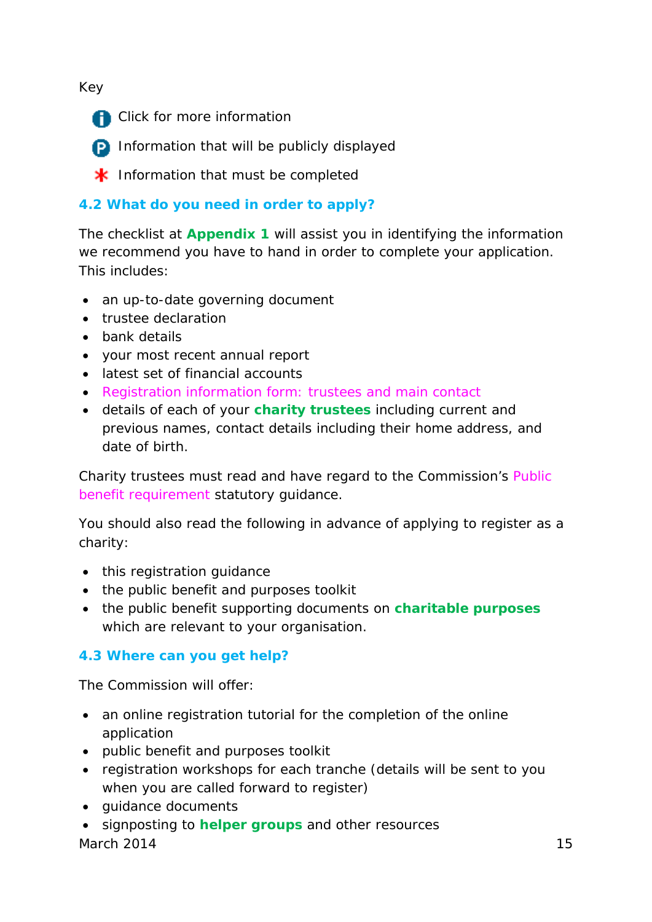Key

- Click for more information
- Information that will be publicly displayed
- * Information that must be completed

### 4.2 What do you need in order to apply?

The checklist at **Appendix 1** will assist you in identifying the information we recommend you have to hand in order to complete your application. This includes:

- an up-to-date governing document
- trustee declaration
- bank details
- your most recent annual report
- latest set of financial accounts
- Registration information form: trustees and main contact
- details of each of your **charity trustees** including current and previous names, contact details including their home address, and date of birth.

Charity trustees must read and have regard to the Commission's Public benefit requirement statutory guidance.

You should also read the following in advance of applying to register as a charity:

- this registration guidance
- the public benefit and purposes toolkit
- the public benefit supporting documents on **charitable purposes** which are relevant to your organisation.

### 4.3 Where can you get help?

The Commission will offer:

- an online registration tutorial for the completion of the online application
- public benefit and purposes toolkit
- registration workshops for each tranche (details will be sent to you when you are called forward to register)
- guidance documents
- signposting to **helper groups** and other resources

March 2014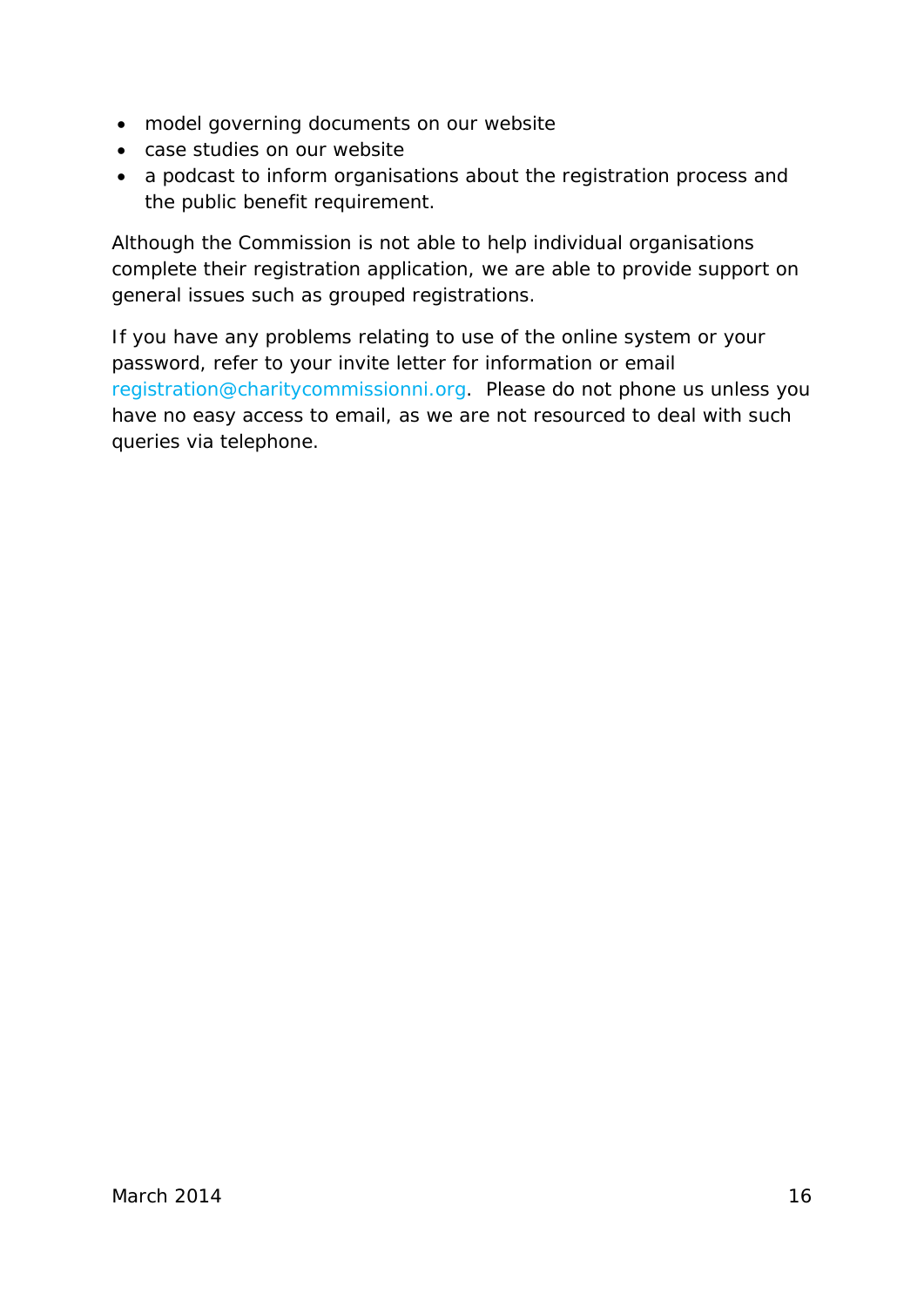- model governing documents on our website
- case studies on our website
- a podcast to inform organisations about the registration process and the public benefit requirement.

Although the Commission is not able to help individual organisations complete their registration application, we are able to provide support on general issues such as grouped registrations.

If you have any problems relating to use of the online system or your password, refer to your invite letter for information or email registration@charitycommissionni.org.  Please do not phone us unless you have no easy access to email, as we are not resourced to deal with such queries via telephone.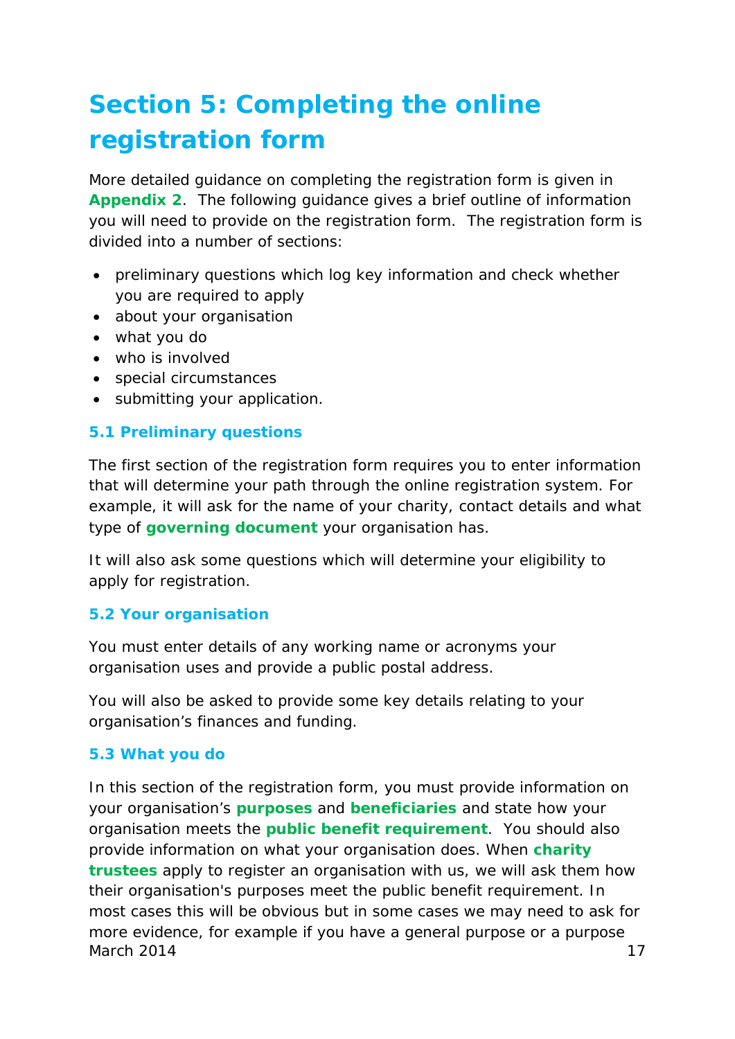# Section 5: Completing the online registration form

More detailed guidance on completing the registration form is given in **Appendix 2**. The following guidance gives a brief outline of information you will need to provide on the registration form. The registration form is divided into a number of sections:

- preliminary questions which log key information and check whether you are required to apply
- about your organisation
- what you do
- who is involved
- special circumstances
- submitting your application.

## 5.1 Preliminary questions

The first section of the registration form requires you to enter information that will determine your path through the online registration system. For example, it will ask for the name of your charity, contact details and what type of **governing document** your organisation has.

It will also ask some questions which will determine your eligibility to apply for registration.

## 5.2 Your organisation

You must enter details of any working name or acronyms your organisation uses and provide a public postal address.

You will also be asked to provide some key details relating to your organisation's finances and funding.

## 5.3 What you do

In this section of the registration form, you must provide information on your organisation's **purposes** and **beneficiaries** and state how your organisation meets the **public benefit requirement**. You should also provide information on what your organisation does. When **charity trustees** apply to register an organisation with us, we will ask them how their organisation's purposes meet the public benefit requirement. In most cases this will be obvious but in some cases we may need to ask for more evidence, for example if you have a general purpose or a purpose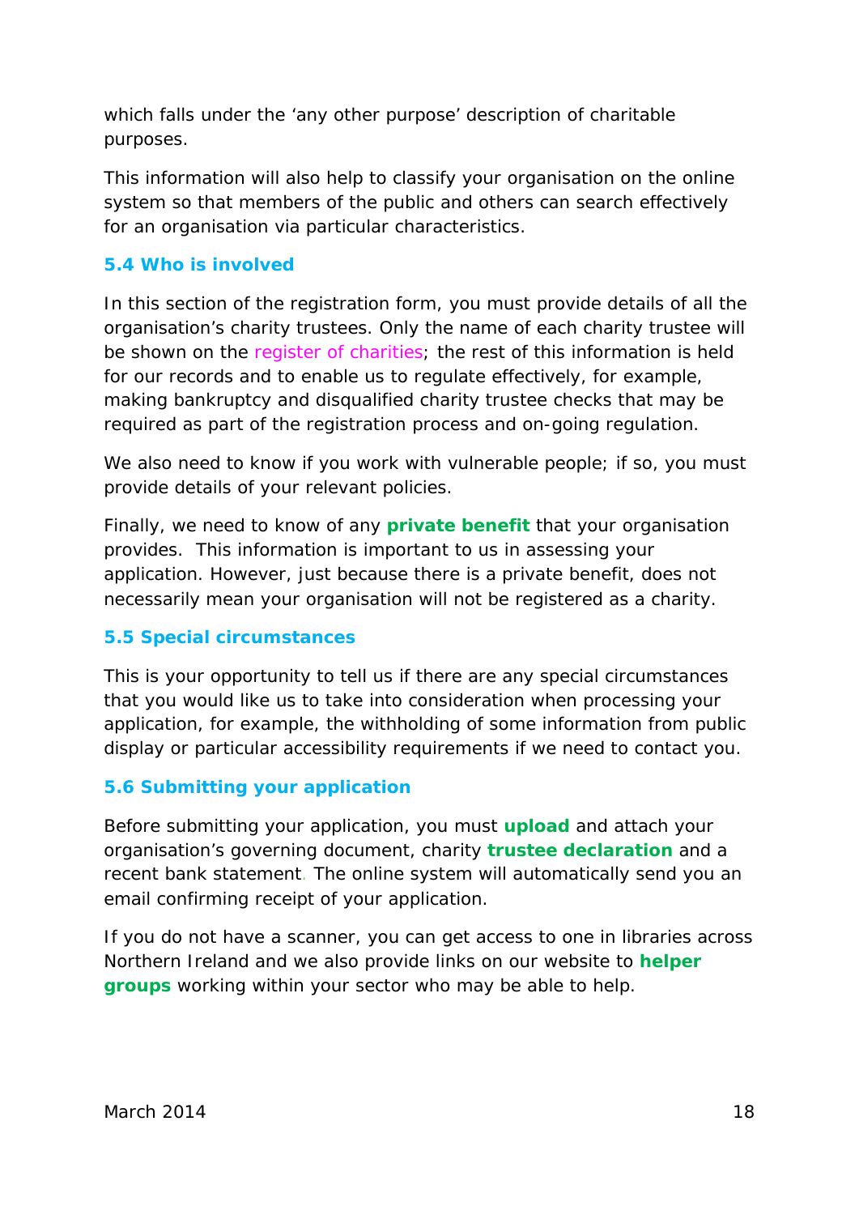which falls under the 'any other purpose' description of charitable purposes.

This information will also help to classify your organisation on the online system so that members of the public and others can search effectively for an organisation via particular characteristics.

### 5.4 Who is involved

In this section of the registration form, you must provide details of all the organisation's charity trustees. Only the name of each charity trustee will be shown on the register of charities; the rest of this information is held for our records and to enable us to regulate effectively, for example, making bankruptcy and disqualified charity trustee checks that may be required as part of the registration process and on-going regulation.

We also need to know if you work with vulnerable people; if so, you must provide details of your relevant policies.

Finally, we need to know of any **private benefit** that your organisation provides. This information is important to us in assessing your application. However, just because there is a private benefit, does not necessarily mean your organisation will not be registered as a charity.

### 5.5 Special circumstances

This is your opportunity to tell us if there are any special circumstances that you would like us to take into consideration when processing your application, for example, the withholding of some information from public display or particular accessibility requirements if we need to contact you.

### 5.6 Submitting your application

Before submitting your application, you must **upload** and attach your organisation's governing document, charity **trustee declaration** and a recent bank statement. The online system will automatically send you an email confirming receipt of your application.

If you do not have a scanner, you can get access to one in libraries across Northern Ireland and we also provide links on our website to **helper groups** working within your sector who may be able to help.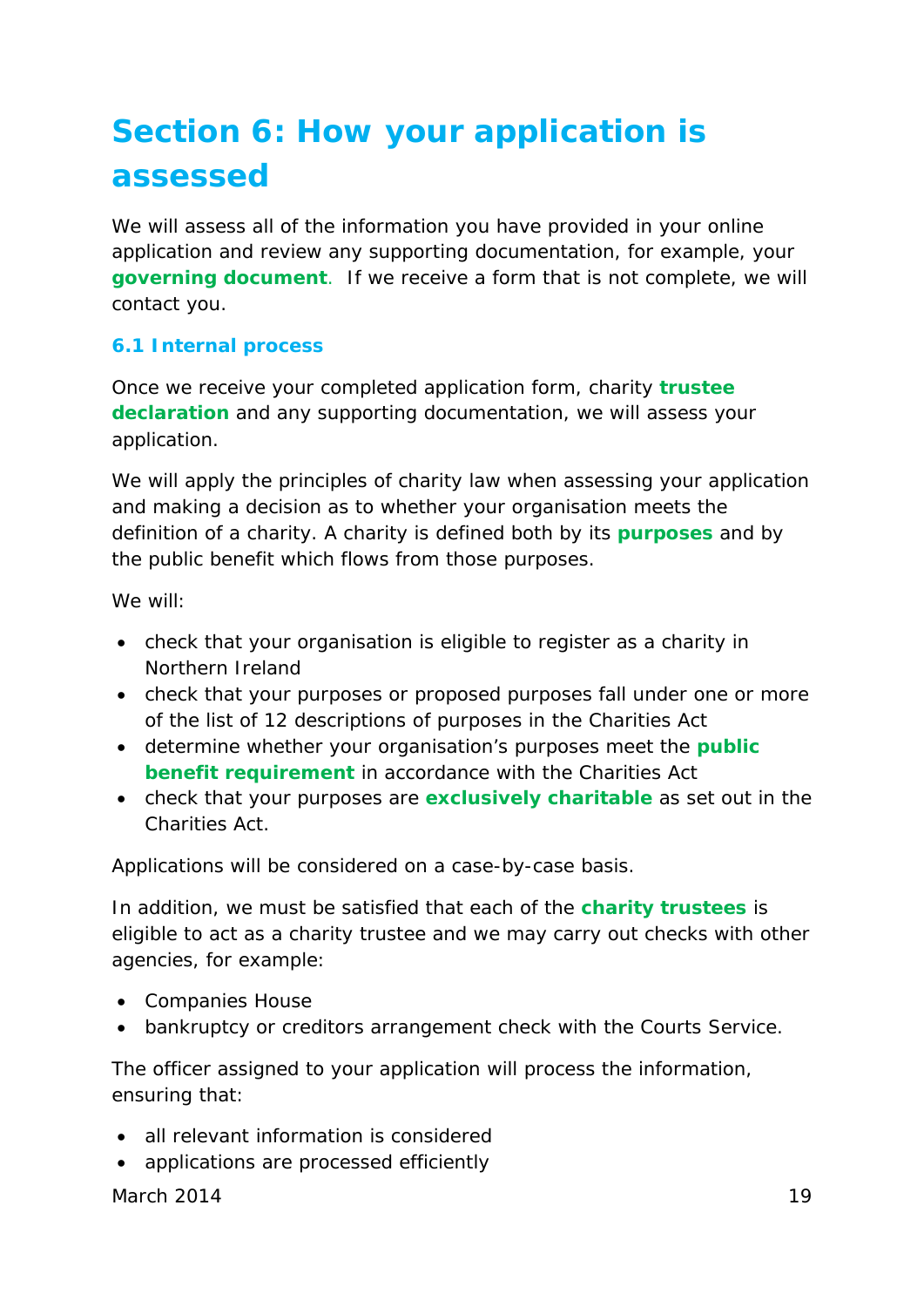# Section 6: How your application is assessed

We will assess all of the information you have provided in your online application and review any supporting documentation, for example, your **governing document**. If we receive a form that is not complete, we will contact you.

### 6.1 Internal process

Once we receive your completed application form, charity **trustee declaration** and any supporting documentation, we will assess your application.

We will apply the principles of charity law when assessing your application and making a decision as to whether your organisation meets the definition of a charity. A charity is defined both by its **purposes** and by the public benefit which flows from those purposes.

We will:

- check that your organisation is eligible to register as a charity in Northern Ireland
- check that your purposes or proposed purposes fall under one or more of the list of 12 descriptions of purposes in the Charities Act
- determine whether your organisation's purposes meet the **public benefit requirement** in accordance with the Charities Act
- check that your purposes are **exclusively charitable** as set out in the Charities Act.

Applications will be considered on a case-by-case basis.

In addition, we must be satisfied that each of the **charity trustees** is eligible to act as a charity trustee and we may carry out checks with other agencies, for example:

- Companies House
- bankruptcy or creditors arrangement check with the Courts Service.

The officer assigned to your application will process the information, ensuring that:

- all relevant information is considered
- applications are processed efficiently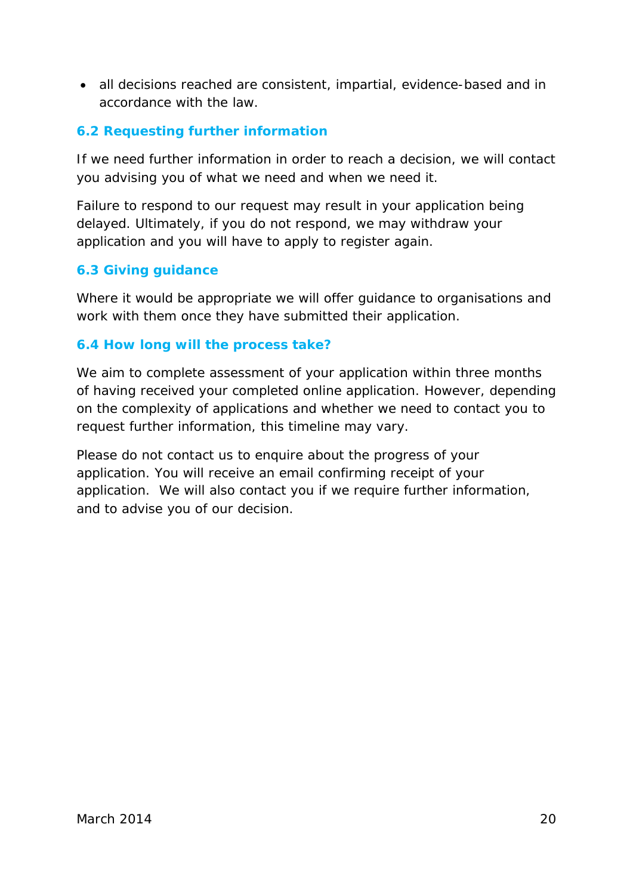- all decisions reached are consistent, impartial, evidence-based and in accordance with the law.

### 6.2 Requesting further information

If we need further information in order to reach a decision, we will contact you advising you of what we need and when we need it.

Failure to respond to our request may result in your application being delayed. Ultimately, if you do not respond, we may withdraw your application and you will have to apply to register again.

### 6.3 Giving guidance

Where it would be appropriate we will offer guidance to organisations and work with them once they have submitted their application.

### 6.4 How long will the process take?

We aim to complete assessment of your application within three months of having received your completed online application. However, depending on the complexity of applications and whether we need to contact you to request further information, this timeline may vary.

Please do not contact us to enquire about the progress of your application. You will receive an email confirming receipt of your application. We will also contact you if we require further information, and to advise you of our decision.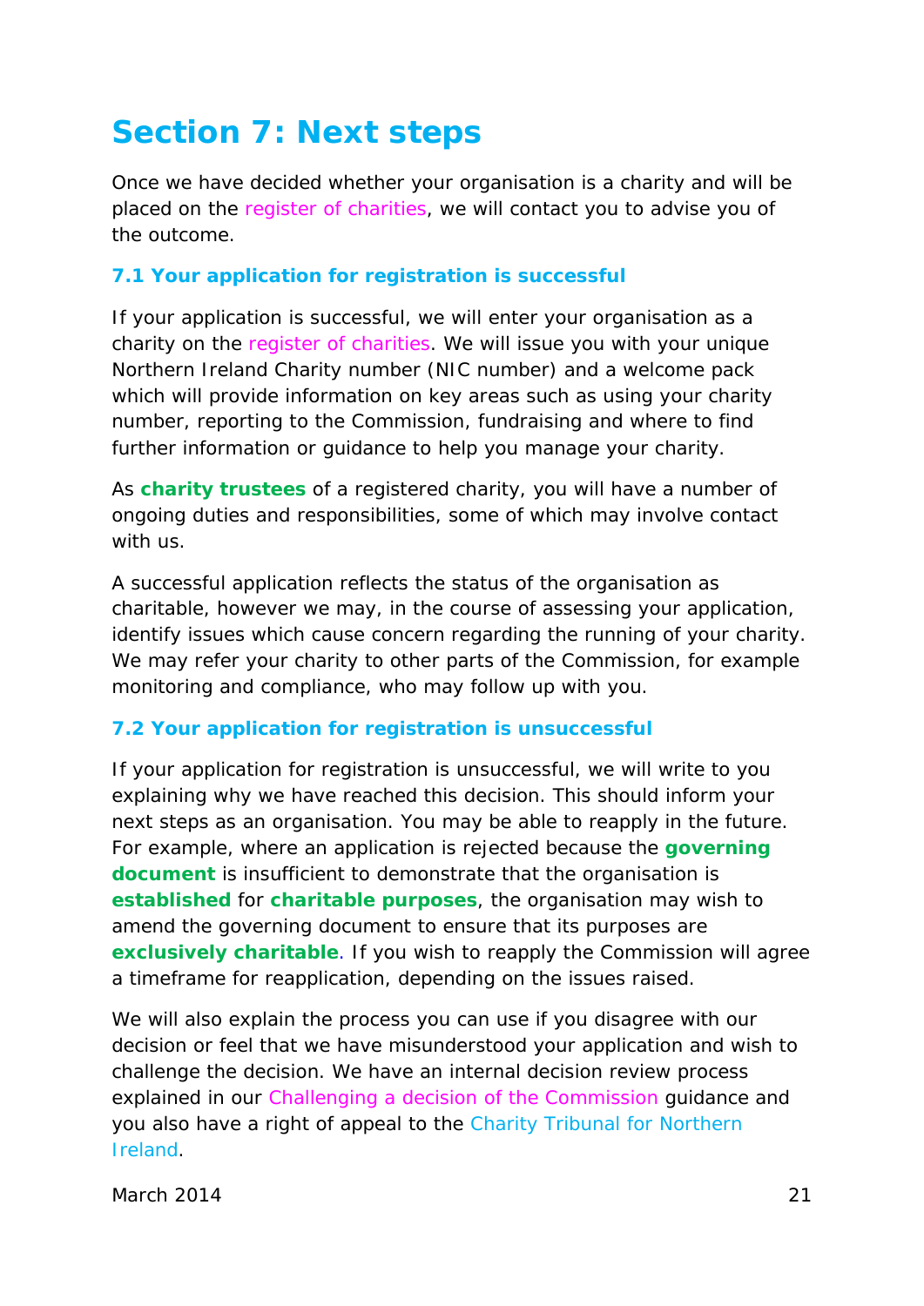# Section 7: Next steps

Once we have decided whether your organisation is a charity and will be placed on the register of charities, we will contact you to advise you of the outcome.

### 7.1 Your application for registration is successful

If your application is successful, we will enter your organisation as a charity on the register of charities. We will issue you with your unique Northern Ireland Charity number (NIC number) and a welcome pack which will provide information on key areas such as using your charity number, reporting to the Commission, fundraising and where to find further information or guidance to help you manage your charity.

As **charity trustees** of a registered charity, you will have a number of ongoing duties and responsibilities, some of which may involve contact with us.

A successful application reflects the status of the organisation as charitable, however we may, in the course of assessing your application, identify issues which cause concern regarding the running of your charity. We may refer your charity to other parts of the Commission, for example monitoring and compliance, who may follow up with you.

### 7.2 Your application for registration is unsuccessful

If your application for registration is unsuccessful, we will write to you explaining why we have reached this decision. This should inform your next steps as an organisation. You may be able to reapply in the future. For example, where an application is rejected because the **governing document** is insufficient to demonstrate that the organisation is **established** for **charitable purposes**, the organisation may wish to amend the governing document to ensure that its purposes are **exclusively charitable**. If you wish to reapply the Commission will agree a timeframe for reapplication, depending on the issues raised.

We will also explain the process you can use if you disagree with our decision or feel that we have misunderstood your application and wish to challenge the decision. We have an internal decision review process explained in our Challenging a decision of the Commission guidance and you also have a right of appeal to the Charity Tribunal for Northern Ireland.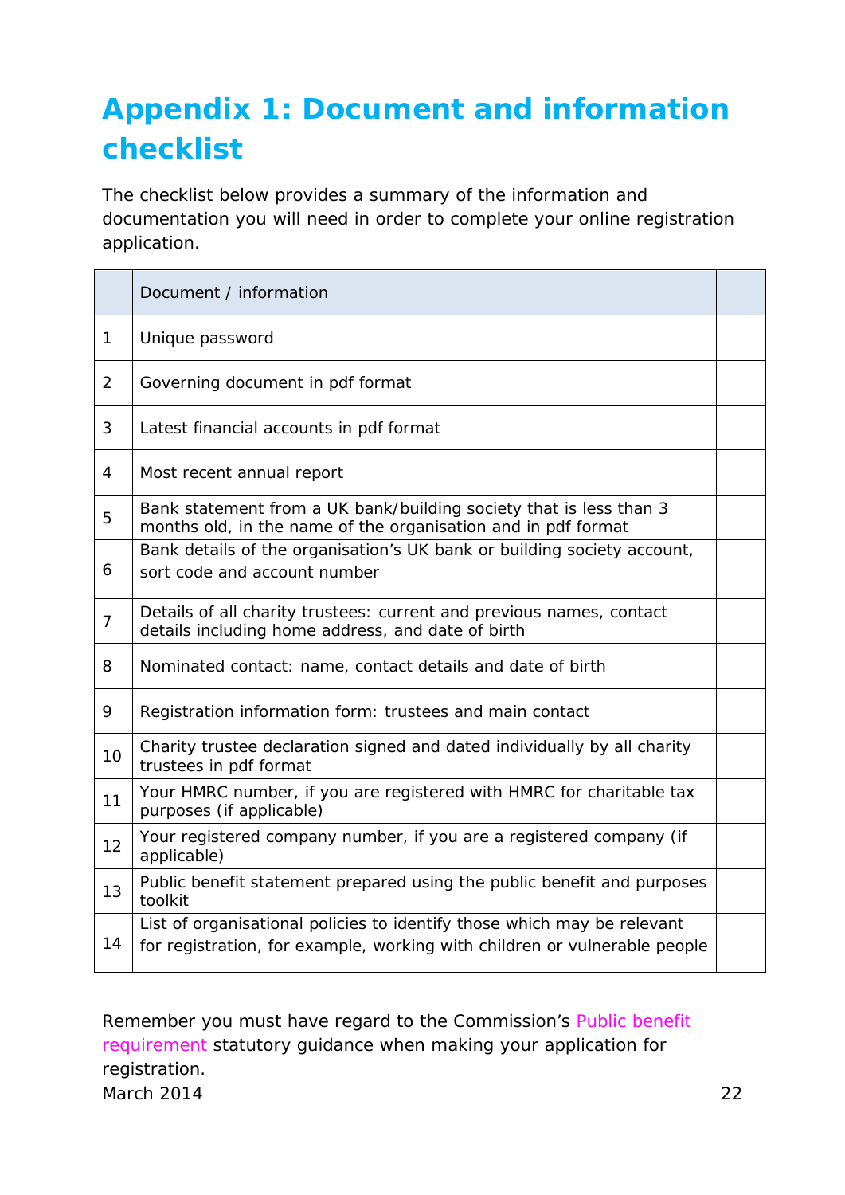# Appendix 1: Document and information checklist

The checklist below provides a summary of the information and documentation you will need in order to complete your online registration application.

| | Document / information | |
|---|---|---|
| 1 | Unique password | |
| 2 | Governing document in pdf format | |
| 3 | Latest financial accounts in pdf format | |
| 4 | Most recent annual report | |
| 5 | Bank statement from a UK bank/building society that is less than 3 months old, in the name of the organisation and in pdf format | |
| 6 | Bank details of the organisation's UK bank or building society account, sort code and account number | |
| 7 | Details of all charity trustees: current and previous names, contact details including home address, and date of birth | |
| 8 | Nominated contact: name, contact details and date of birth | |
| 9 | Registration information form: trustees and main contact | |
| 10 | Charity trustee declaration signed and dated individually by all charity trustees in pdf format | |
| 11 | Your HMRC number, if you are registered with HMRC for charitable tax purposes (if applicable) | |
| 12 | Your registered company number, if you are a registered company (if applicable) | |
| 13 | Public benefit statement prepared using the public benefit and purposes toolkit | |
| 14 | List of organisational policies to identify those which may be relevant for registration, for example, working with children or vulnerable people | |

Remember you must have regard to the Commission's Public benefit requirement statutory guidance when making your application for registration.

March 2014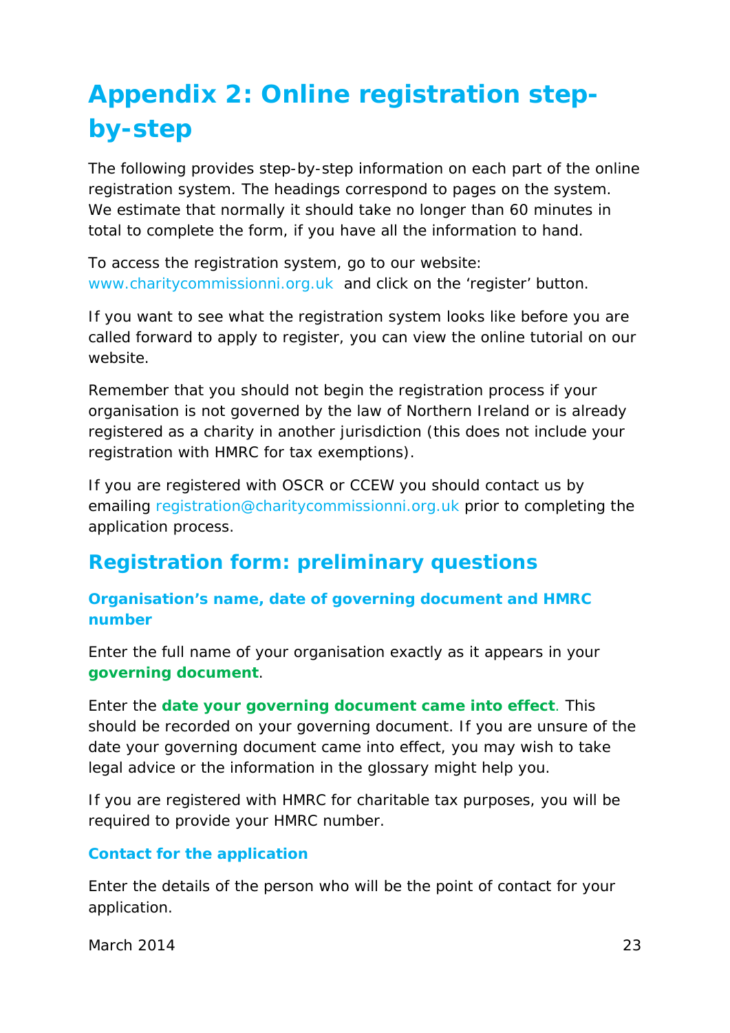# Appendix 2: Online registration step-by-step

The following provides step-by-step information on each part of the online registration system. The headings correspond to pages on the system. We estimate that normally it should take no longer than 60 minutes in total to complete the form, if you have all the information to hand.

To access the registration system, go to our website: www.charitycommissionni.org.uk and click on the 'register' button.

If you want to see what the registration system looks like before you are called forward to apply to register, you can view the online tutorial on our website.

Remember that you should not begin the registration process if your organisation is not governed by the law of Northern Ireland or is already registered as a charity in another jurisdiction (this does not include your registration with HMRC for tax exemptions).

If you are registered with OSCR or CCEW you should contact us by emailing registration@charitycommissionni.org.uk prior to completing the application process.

## Registration form: preliminary questions

### Organisation's name, date of governing document and HMRC number

Enter the full name of your organisation exactly as it appears in your **governing document**.

Enter the **date your governing document came into effect**. This should be recorded on your governing document. If you are unsure of the date your governing document came into effect, you may wish to take legal advice or the information in the glossary might help you.

If you are registered with HMRC for charitable tax purposes, you will be required to provide your HMRC number.

### Contact for the application

Enter the details of the person who will be the point of contact for your application.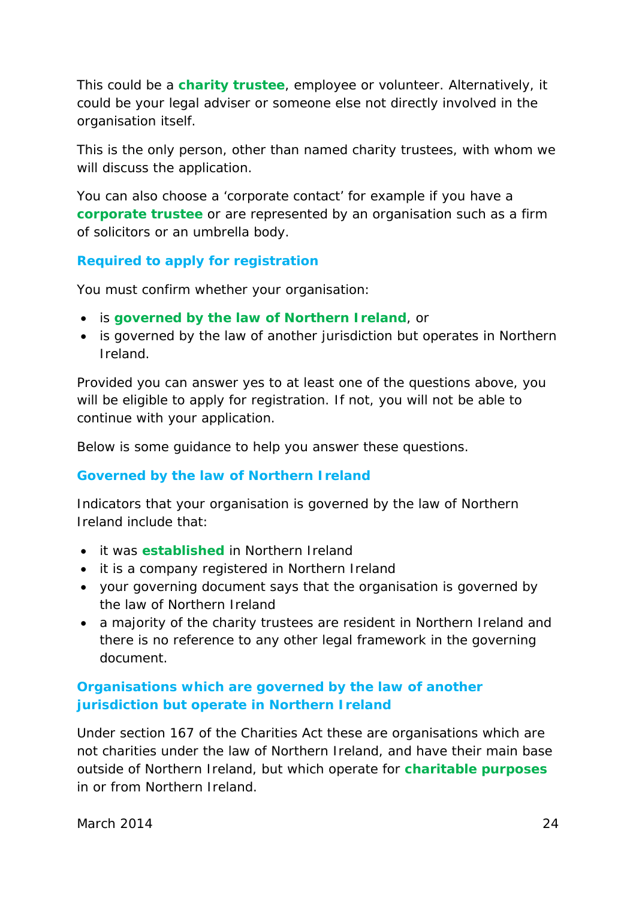This could be a **charity trustee**, employee or volunteer. Alternatively, it could be your legal adviser or someone else not directly involved in the organisation itself.

This is the only person, other than named charity trustees, with whom we will discuss the application.

You can also choose a 'corporate contact' for example if you have a **corporate trustee** or are represented by an organisation such as a firm of solicitors or an umbrella body.

### Required to apply for registration

You must confirm whether your organisation:

- is **governed by the law of Northern Ireland**, or
- is governed by the law of another jurisdiction but operates in Northern Ireland.

Provided you can answer yes to at least one of the questions above, you will be eligible to apply for registration. If not, you will not be able to continue with your application.

Below is some guidance to help you answer these questions.

### Governed by the law of Northern Ireland

Indicators that your organisation is governed by the law of Northern Ireland include that:

- it was **established** in Northern Ireland
- it is a company registered in Northern Ireland
- your governing document says that the organisation is governed by the law of Northern Ireland
- a majority of the charity trustees are resident in Northern Ireland and there is no reference to any other legal framework in the governing document.

### Organisations which are governed by the law of another jurisdiction but operate in Northern Ireland

Under section 167 of the Charities Act these are organisations which are not charities under the law of Northern Ireland, and have their main base outside of Northern Ireland, but which operate for **charitable purposes** in or from Northern Ireland.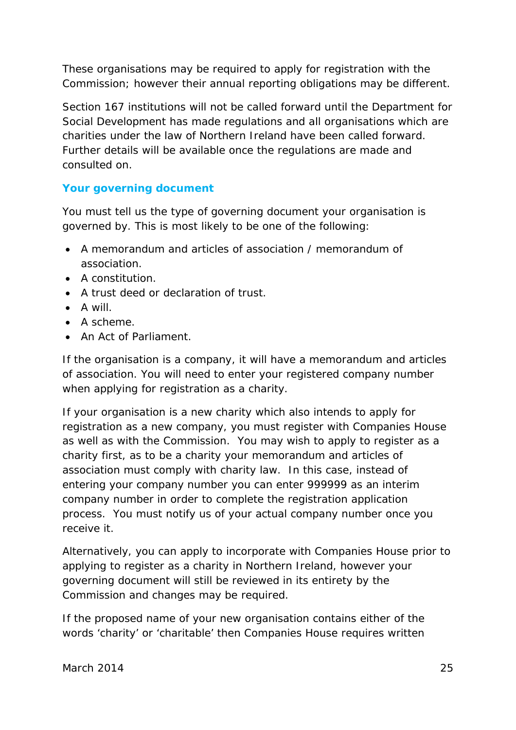These organisations may be required to apply for registration with the Commission; however their annual reporting obligations may be different.

Section 167 institutions will not be called forward until the Department for Social Development has made regulations and all organisations which are charities under the law of Northern Ireland have been called forward. Further details will be available once the regulations are made and consulted on.

### Your governing document

You must tell us the type of governing document your organisation is governed by. This is most likely to be one of the following:

- A memorandum and articles of association / memorandum of association.
- A constitution.
- A trust deed or declaration of trust.
- A will.
- A scheme.
- An Act of Parliament.

If the organisation is a company, it will have a memorandum and articles of association. You will need to enter your registered company number when applying for registration as a charity.

If your organisation is a new charity which also intends to apply for registration as a new company, you must register with Companies House as well as with the Commission. You may wish to apply to register as a charity first, as to be a charity your memorandum and articles of association must comply with charity law. In this case, instead of entering your company number you can enter 999999 as an interim company number in order to complete the registration application process. You must notify us of your actual company number once you receive it.

Alternatively, you can apply to incorporate with Companies House prior to applying to register as a charity in Northern Ireland, however your governing document will still be reviewed in its entirety by the Commission and changes may be required.

If the proposed name of your new organisation contains either of the words ‘charity’ or ‘charitable’ then Companies House requires written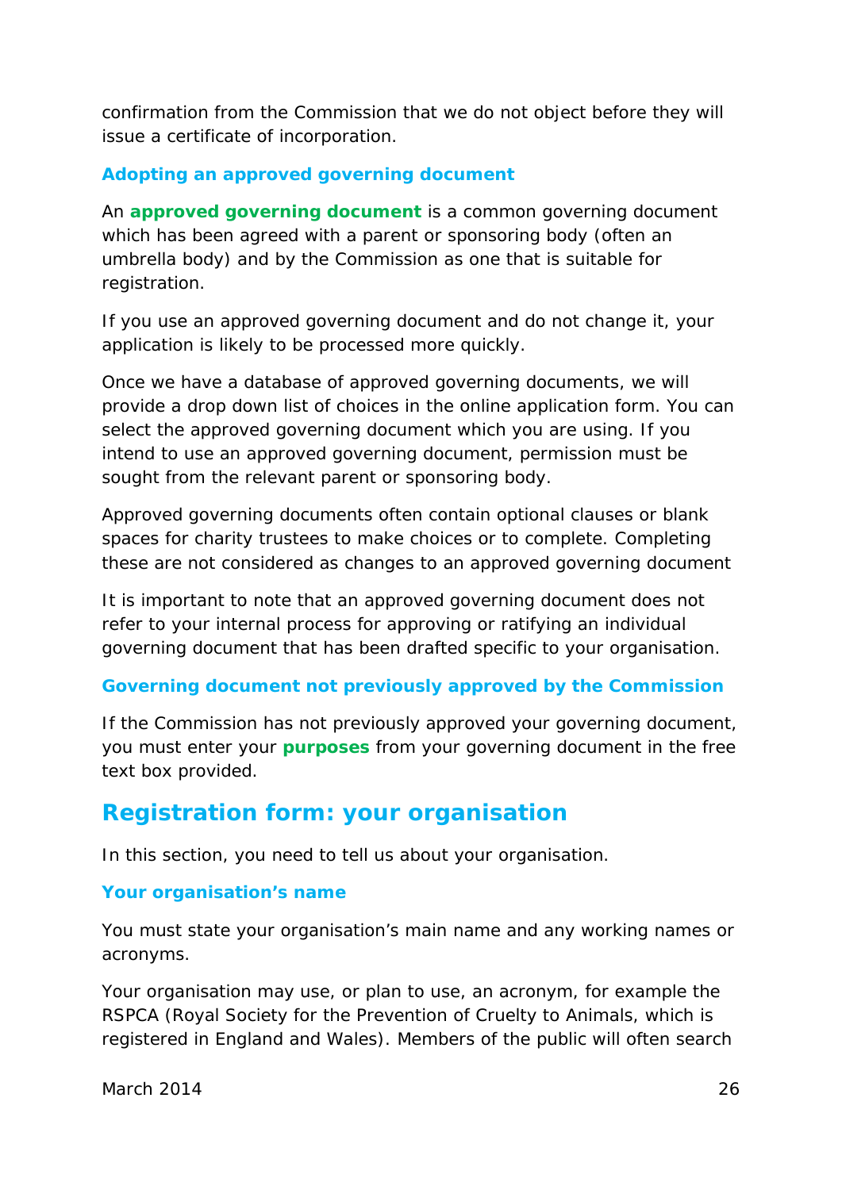confirmation from the Commission that we do not object before they will issue a certificate of incorporation.

### Adopting an approved governing document

An **approved governing document** is a common governing document which has been agreed with a parent or sponsoring body (often an umbrella body) and by the Commission as one that is suitable for registration.

If you use an approved governing document and do not change it, your application is likely to be processed more quickly.

Once we have a database of approved governing documents, we will provide a drop down list of choices in the online application form. You can select the approved governing document which you are using. If you intend to use an approved governing document, permission must be sought from the relevant parent or sponsoring body.

Approved governing documents often contain optional clauses or blank spaces for charity trustees to make choices or to complete. Completing these are not considered as changes to an approved governing document

It is important to note that an approved governing document does not refer to your internal process for approving or ratifying an individual governing document that has been drafted specific to your organisation.

### Governing document not previously approved by the Commission

If the Commission has not previously approved your governing document, you must enter your **purposes** from your governing document in the free text box provided.

## Registration form: your organisation

In this section, you need to tell us about your organisation.

### Your organisation's name

You must state your organisation's main name and any working names or acronyms.

Your organisation may use, or plan to use, an acronym, for example the RSPCA (Royal Society for the Prevention of Cruelty to Animals, which is registered in England and Wales). Members of the public will often search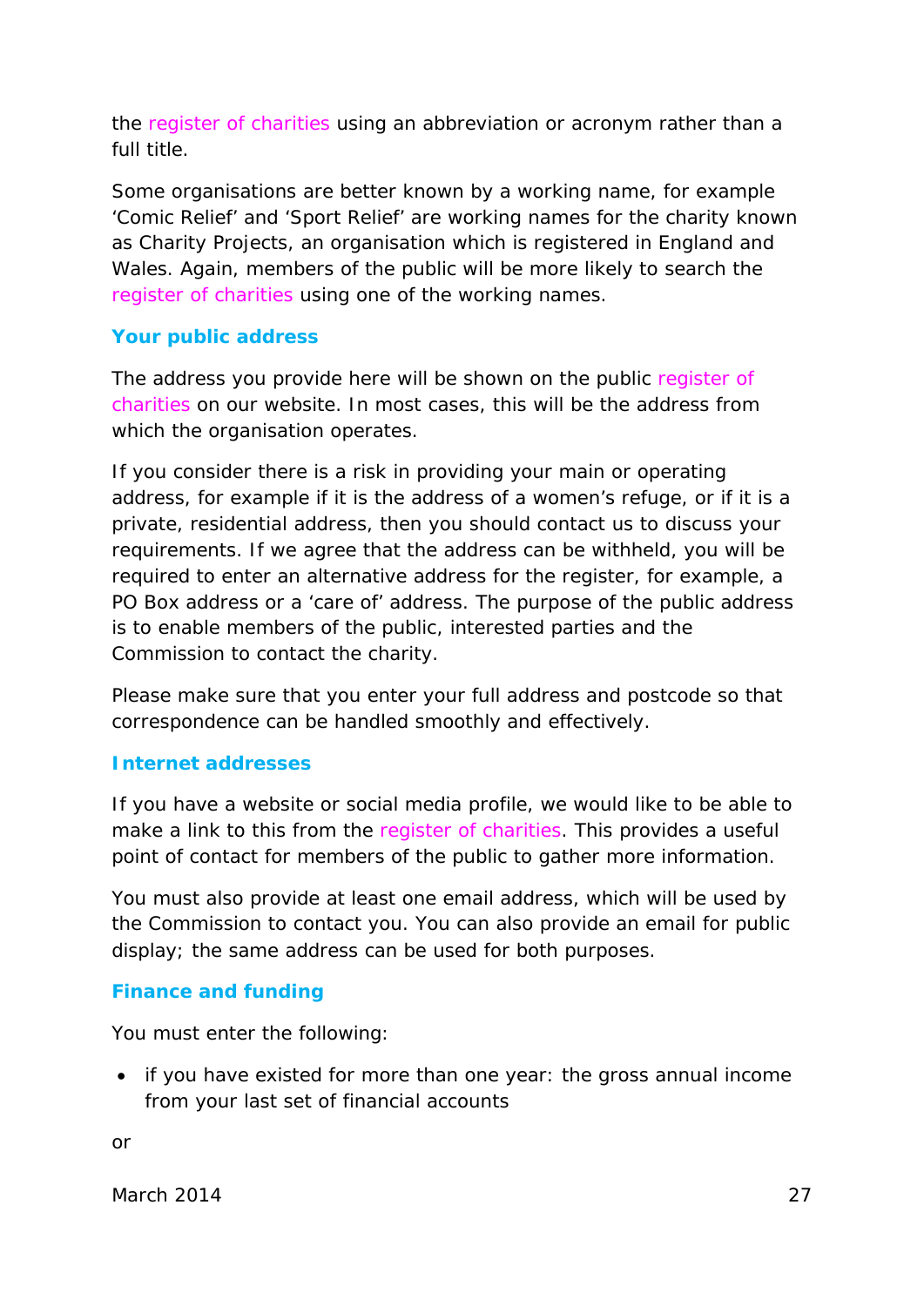the register of charities using an abbreviation or acronym rather than a full title.

Some organisations are better known by a working name, for example 'Comic Relief' and 'Sport Relief' are working names for the charity known as Charity Projects, an organisation which is registered in England and Wales. Again, members of the public will be more likely to search the register of charities using one of the working names.

### Your public address

The address you provide here will be shown on the public register of charities on our website. In most cases, this will be the address from which the organisation operates.

If you consider there is a risk in providing your main or operating address, for example if it is the address of a women's refuge, or if it is a private, residential address, then you should contact us to discuss your requirements. If we agree that the address can be withheld, you will be required to enter an alternative address for the register, for example, a PO Box address or a 'care of' address. The purpose of the public address is to enable members of the public, interested parties and the Commission to contact the charity.

Please make sure that you enter your full address and postcode so that correspondence can be handled smoothly and effectively.

### Internet addresses

If you have a website or social media profile, we would like to be able to make a link to this from the register of charities. This provides a useful point of contact for members of the public to gather more information.

You must also provide at least one email address, which will be used by the Commission to contact you. You can also provide an email for public display; the same address can be used for both purposes.

### Finance and funding

You must enter the following:

- if you have existed for more than one year: the gross annual income from your last set of financial accounts

or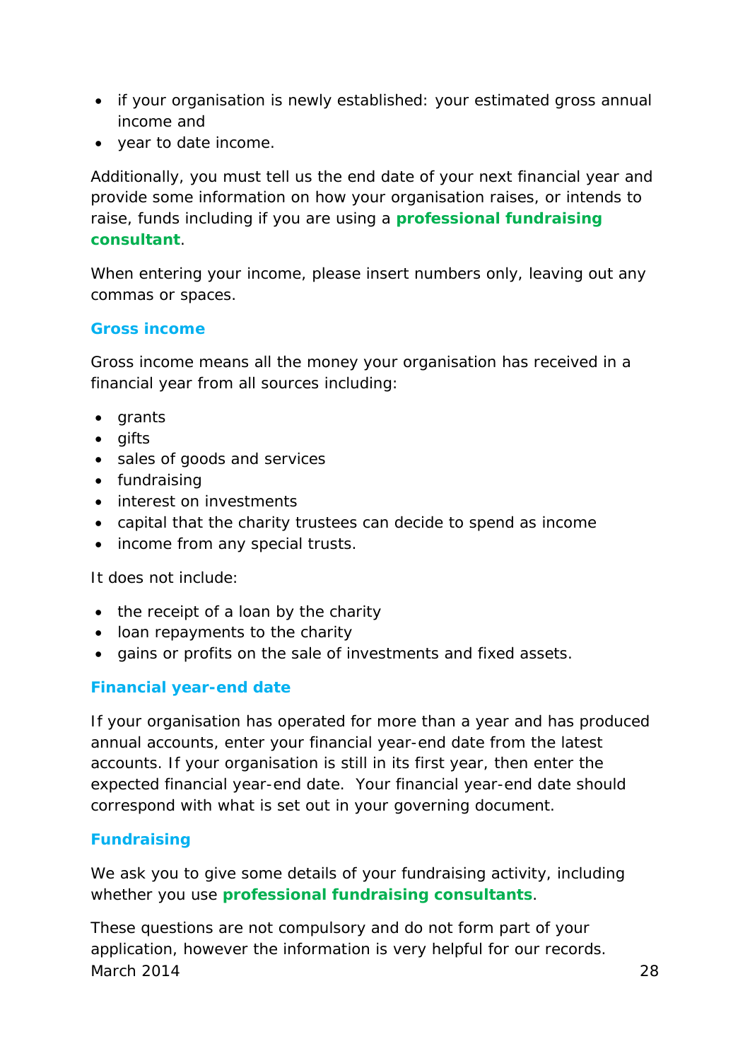- if your organisation is newly established: your estimated gross annual income and
- year to date income.

Additionally, you must tell us the end date of your next financial year and provide some information on how your organisation raises, or intends to raise, funds including if you are using a **professional fundraising consultant**.

When entering your income, please insert numbers only, leaving out any commas or spaces.

### Gross income

Gross income means all the money your organisation has received in a financial year from all sources including:

- grants
- gifts
- sales of goods and services
- fundraising
- interest on investments
- capital that the charity trustees can decide to spend as income
- income from any special trusts.

It does not include:

- the receipt of a loan by the charity
- loan repayments to the charity
- gains or profits on the sale of investments and fixed assets.

### Financial year-end date

If your organisation has operated for more than a year and has produced annual accounts, enter your financial year-end date from the latest accounts. If your organisation is still in its first year, then enter the expected financial year-end date. Your financial year-end date should correspond with what is set out in your governing document.

### Fundraising

We ask you to give some details of your fundraising activity, including whether you use **professional fundraising consultants**.

These questions are not compulsory and do not form part of your application, however the information is very helpful for our records.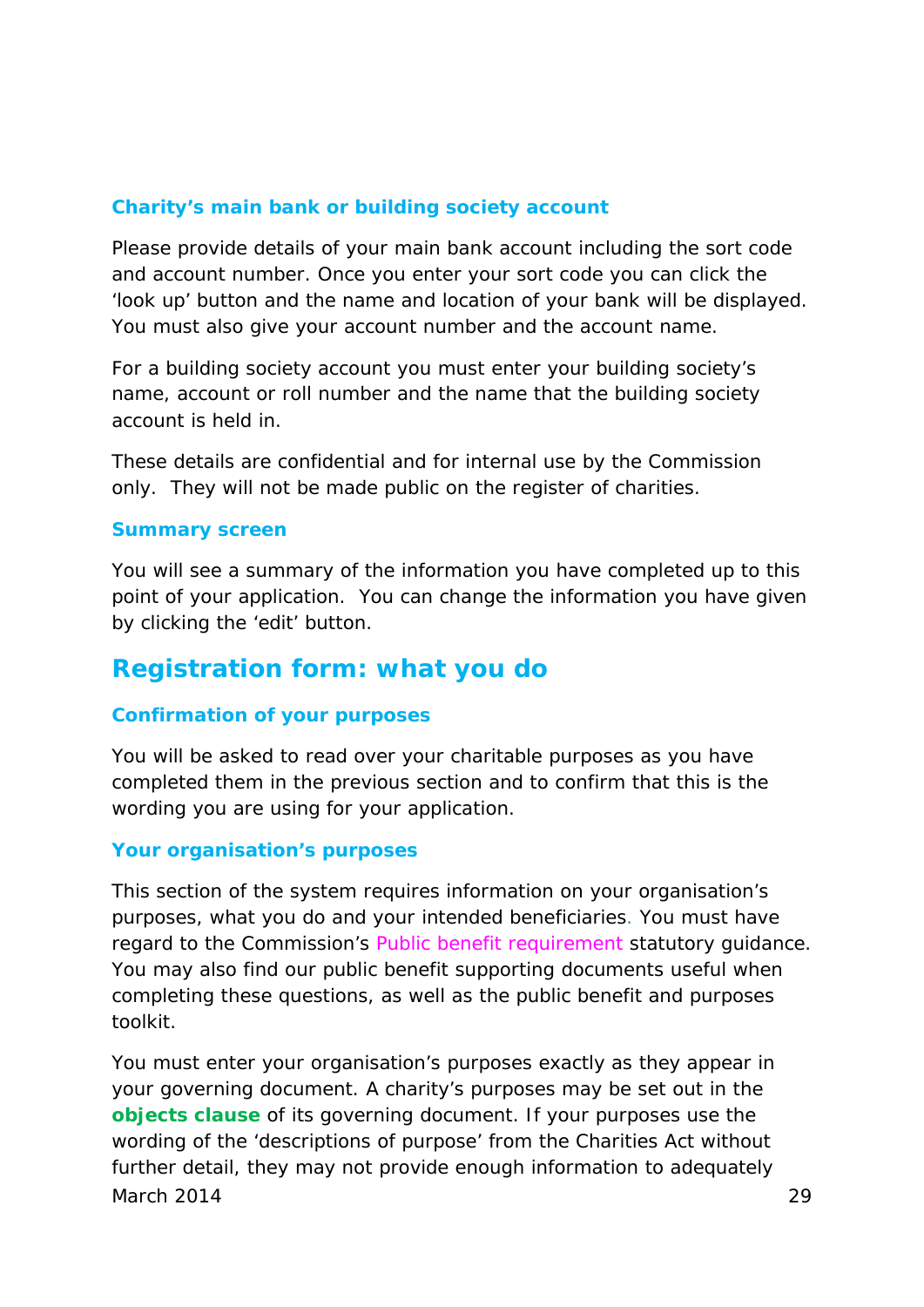### Charity's main bank or building society account

Please provide details of your main bank account including the sort code and account number. Once you enter your sort code you can click the 'look up' button and the name and location of your bank will be displayed. You must also give your account number and the account name.

For a building society account you must enter your building society's name, account or roll number and the name that the building society account is held in.

These details are confidential and for internal use by the Commission only. They will not be made public on the register of charities.

### Summary screen

You will see a summary of the information you have completed up to this point of your application. You can change the information you have given by clicking the 'edit' button.

## Registration form: what you do

### Confirmation of your purposes

You will be asked to read over your charitable purposes as you have completed them in the previous section and to confirm that this is the wording you are using for your application.

### Your organisation's purposes

This section of the system requires information on your organisation's purposes, what you do and your intended beneficiaries. You must have regard to the Commission's Public benefit requirement statutory guidance. You may also find our public benefit supporting documents useful when completing these questions, as well as the public benefit and purposes toolkit.

You must enter your organisation's purposes exactly as they appear in your governing document. A charity's purposes may be set out in the **objects clause** of its governing document. If your purposes use the wording of the 'descriptions of purpose' from the Charities Act without further detail, they may not provide enough information to adequately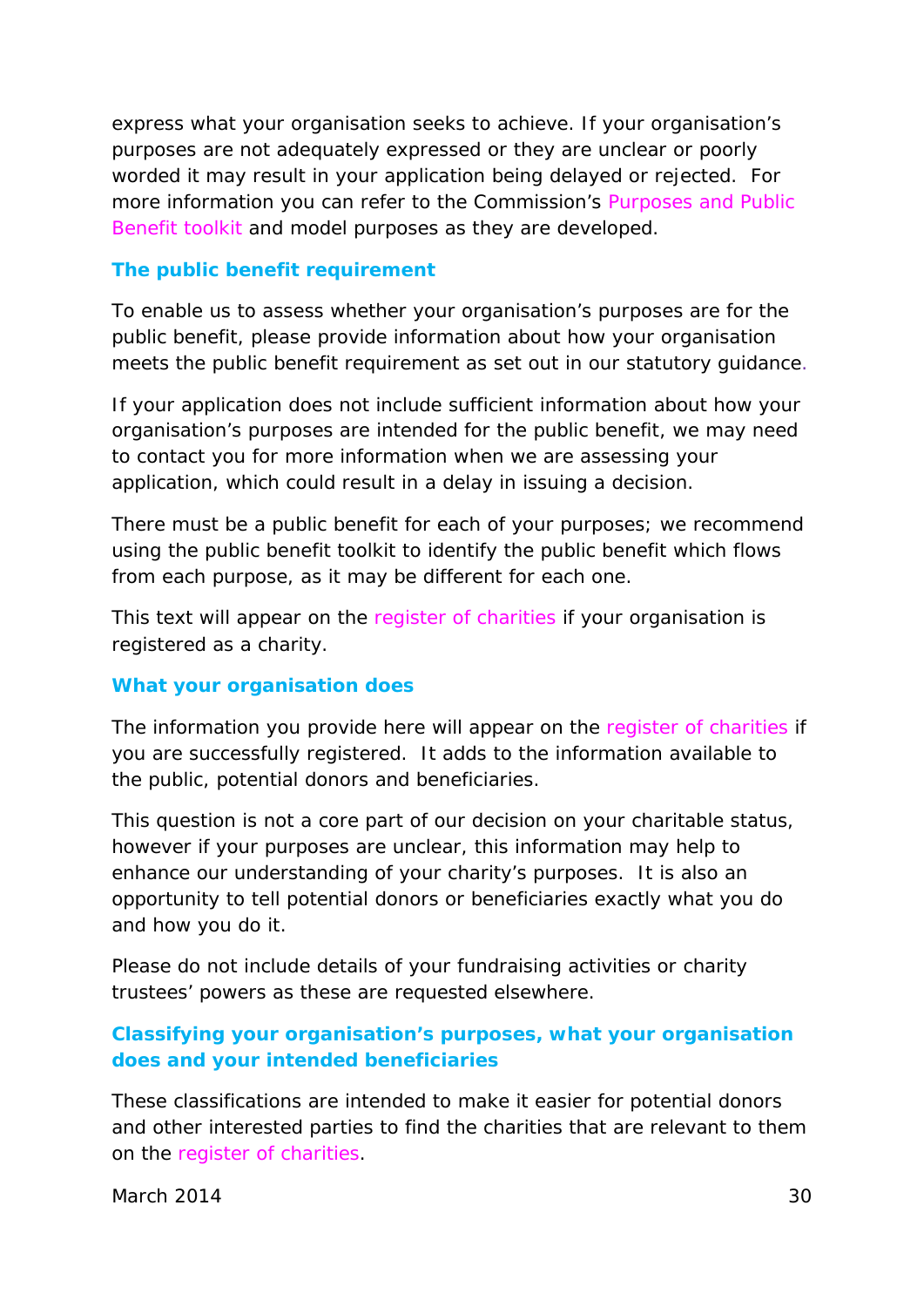express what your organisation seeks to achieve. If your organisation's purposes are not adequately expressed or they are unclear or poorly worded it may result in your application being delayed or rejected. For more information you can refer to the Commission's Purposes and Public Benefit toolkit and model purposes as they are developed.

### The public benefit requirement

To enable us to assess whether your organisation's purposes are for the public benefit, please provide information about how your organisation meets the public benefit requirement as set out in our statutory guidance.

If your application does not include sufficient information about how your organisation's purposes are intended for the public benefit, we may need to contact you for more information when we are assessing your application, which could result in a delay in issuing a decision.

There must be a public benefit for each of your purposes; we recommend using the public benefit toolkit to identify the public benefit which flows from each purpose, as it may be different for each one.

This text will appear on the register of charities if your organisation is registered as a charity.

### What your organisation does

The information you provide here will appear on the register of charities if you are successfully registered. It adds to the information available to the public, potential donors and beneficiaries.

This question is not a core part of our decision on your charitable status, however if your purposes are unclear, this information may help to enhance our understanding of your charity's purposes. It is also an opportunity to tell potential donors or beneficiaries exactly what you do and how you do it.

Please do not include details of your fundraising activities or charity trustees' powers as these are requested elsewhere.

### Classifying your organisation's purposes, what your organisation does and your intended beneficiaries

These classifications are intended to make it easier for potential donors and other interested parties to find the charities that are relevant to them on the register of charities.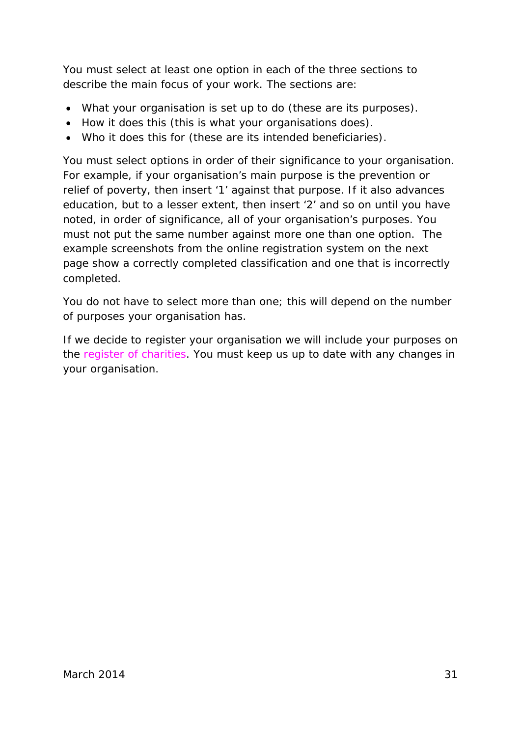You must select at least one option in each of the three sections to describe the main focus of your work. The sections are:

- What your organisation is set up to do (these are its purposes).
- How it does this (this is what your organisations does).
- Who it does this for (these are its intended beneficiaries).

You must select options in order of their significance to your organisation. For example, if your organisation's main purpose is the prevention or relief of poverty, then insert '1' against that purpose. If it also advances education, but to a lesser extent, then insert '2' and so on until you have noted, in order of significance, all of your organisation's purposes. You must not put the same number against more one than one option. The example screenshots from the online registration system on the next page show a correctly completed classification and one that is incorrectly completed.

You do not have to select more than one; this will depend on the number of purposes your organisation has.

If we decide to register your organisation we will include your purposes on the register of charities. You must keep us up to date with any changes in your organisation.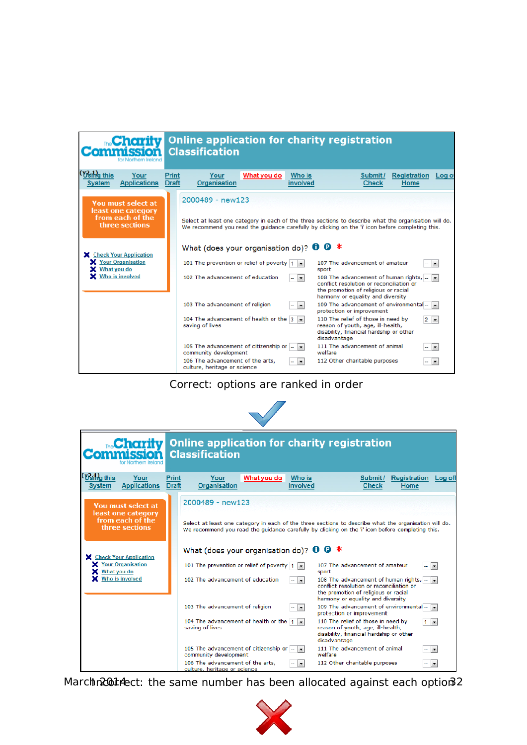Online application for charity registration
Classification

(v2.1) Using this System | Your Applications | Print Draft | Your Organisation | What you do | Who is involved | Submit/Check | Registration Home | Log off

You must select at least one category from each of the three sections

- Check Your Application
  - Your Organisation
  - What you do
  - Who is involved

2000489 - new123

Select at least one category in each of the three sections to describe what the organisation will do. We recommend you read the guidance carefully by clicking on the 'i' icon before completing this.

What (does your organisation do)? *

| Category | Rank | Category | Rank |
|---|---|---|---|
| 101 The prevention or relief of poverty | 1 | 107 The advancement of amateur sport | -- |
| 102 The advancement of education | -- | 108 The advancement of human rights, conflict resolution or reconciliation or the promotion of religious or racial harmony or equality and diversity | -- |
| 103 The advancement of religion | -- | 109 The advancement of environmental protection or improvement | -- |
| 104 The advancement of health or the saving of lives | 3 | 110 The relief of those in need by reason of youth, age, ill-health, disability, financial hardship or other disadvantage | 2 |
| 105 The advancement of citizenship or community development | -- | 111 The advancement of animal welfare | -- |
| 106 The advancement of the arts, culture, heritage or science | -- | 112 Other charitable purposes | -- |

Correct: options are ranked in order

Online application for charity registration
Classification

(v2.1) Using this System | Your Applications | Print Draft | Your Organisation | What you do | Who is involved | Submit/Check | Registration Home | Log off

You must select at least one category from each of the three sections

- Check Your Application
  - Your Organisation
  - What you do
  - Who is involved

2000489 - new123

Select at least one category in each of the three sections to describe what the organisation will do. We recommend you read the guidance carefully by clicking on the 'i' icon before completing this.

What (does your organisation do)? *

| Category | Rank | Category | Rank |
|---|---|---|---|
| 101 The prevention or relief of poverty | 1 | 107 The advancement of amateur sport | -- |
| 102 The advancement of education | -- | 108 The advancement of human rights, conflict resolution or reconciliation or the promotion of religious or racial harmony or equality and diversity | -- |
| 103 The advancement of religion | -- | 109 The advancement of environmental protection or improvement | -- |
| 104 The advancement of health or the saving of lives | 1 | 110 The relief of those in need by reason of youth, age, ill-health, disability, financial hardship or other disadvantage | 1 |
| 105 The advancement of citizenship or community development | -- | 111 The advancement of animal welfare | -- |
| 106 The advancement of the arts, culture, heritage or science | -- | 112 Other charitable purposes | -- |

Incorrect: the same number has been allocated against each option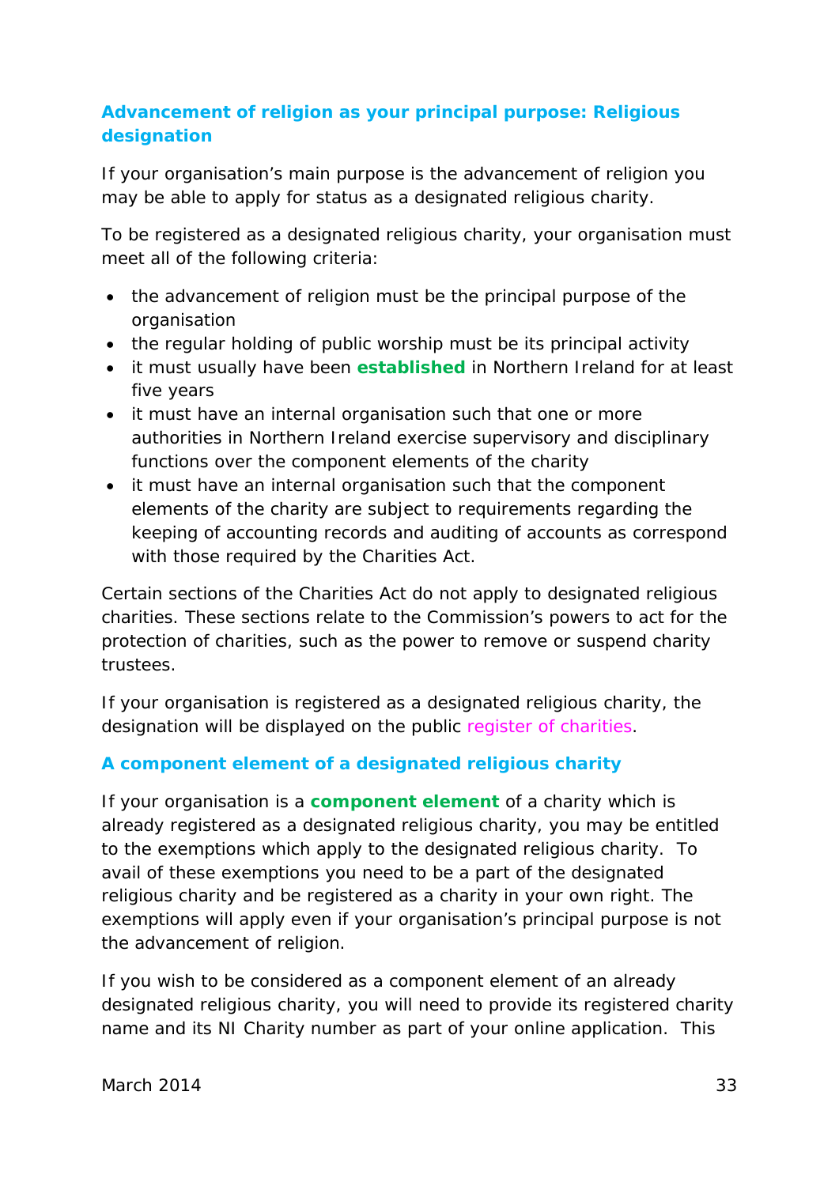### Advancement of religion as your principal purpose: Religious designation

If your organisation's main purpose is the advancement of religion you may be able to apply for status as a designated religious charity.

To be registered as a designated religious charity, your organisation must meet all of the following criteria:

- the advancement of religion must be the principal purpose of the organisation
- the regular holding of public worship must be its principal activity
- it must usually have been **established** in Northern Ireland for at least five years
- it must have an internal organisation such that one or more authorities in Northern Ireland exercise supervisory and disciplinary functions over the component elements of the charity
- it must have an internal organisation such that the component elements of the charity are subject to requirements regarding the keeping of accounting records and auditing of accounts as correspond with those required by the Charities Act.

Certain sections of the Charities Act do not apply to designated religious charities. These sections relate to the Commission's powers to act for the protection of charities, such as the power to remove or suspend charity trustees.

If your organisation is registered as a designated religious charity, the designation will be displayed on the public register of charities.

### A component element of a designated religious charity

If your organisation is a **component element** of a charity which is already registered as a designated religious charity, you may be entitled to the exemptions which apply to the designated religious charity. To avail of these exemptions you need to be a part of the designated religious charity and be registered as a charity in your own right. The exemptions will apply even if your organisation's principal purpose is not the advancement of religion.

If you wish to be considered as a component element of an already designated religious charity, you will need to provide its registered charity name and its NI Charity number as part of your online application. This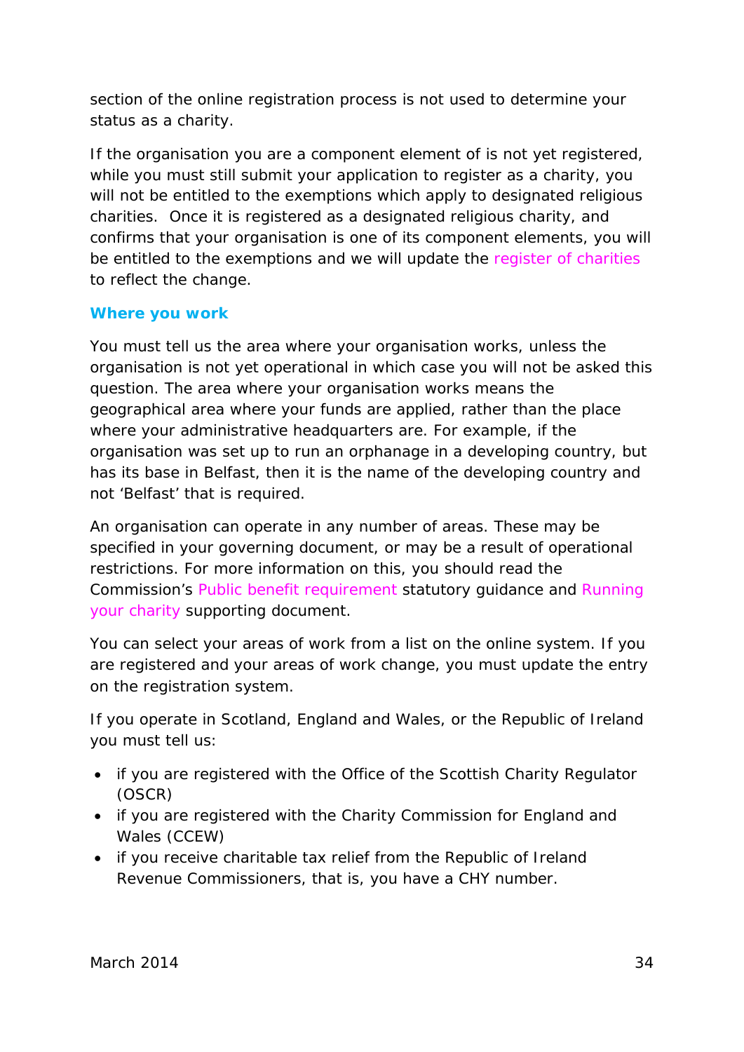section of the online registration process is not used to determine your status as a charity.

If the organisation you are a component element of is not yet registered, while you must still submit your application to register as a charity, you will not be entitled to the exemptions which apply to designated religious charities. Once it is registered as a designated religious charity, and confirms that your organisation is one of its component elements, you will be entitled to the exemptions and we will update the register of charities to reflect the change.

### Where you work

You must tell us the area where your organisation works, unless the organisation is not yet operational in which case you will not be asked this question. The area where your organisation works means the geographical area where your funds are applied, rather than the place where your administrative headquarters are. For example, if the organisation was set up to run an orphanage in a developing country, but has its base in Belfast, then it is the name of the developing country and not 'Belfast' that is required.

An organisation can operate in any number of areas. These may be specified in your governing document, or may be a result of operational restrictions. For more information on this, you should read the Commission's Public benefit requirement statutory guidance and Running your charity supporting document.

You can select your areas of work from a list on the online system. If you are registered and your areas of work change, you must update the entry on the registration system.

If you operate in Scotland, England and Wales, or the Republic of Ireland you must tell us:

- if you are registered with the Office of the Scottish Charity Regulator (OSCR)
- if you are registered with the Charity Commission for England and Wales (CCEW)
- if you receive charitable tax relief from the Republic of Ireland Revenue Commissioners, that is, you have a CHY number.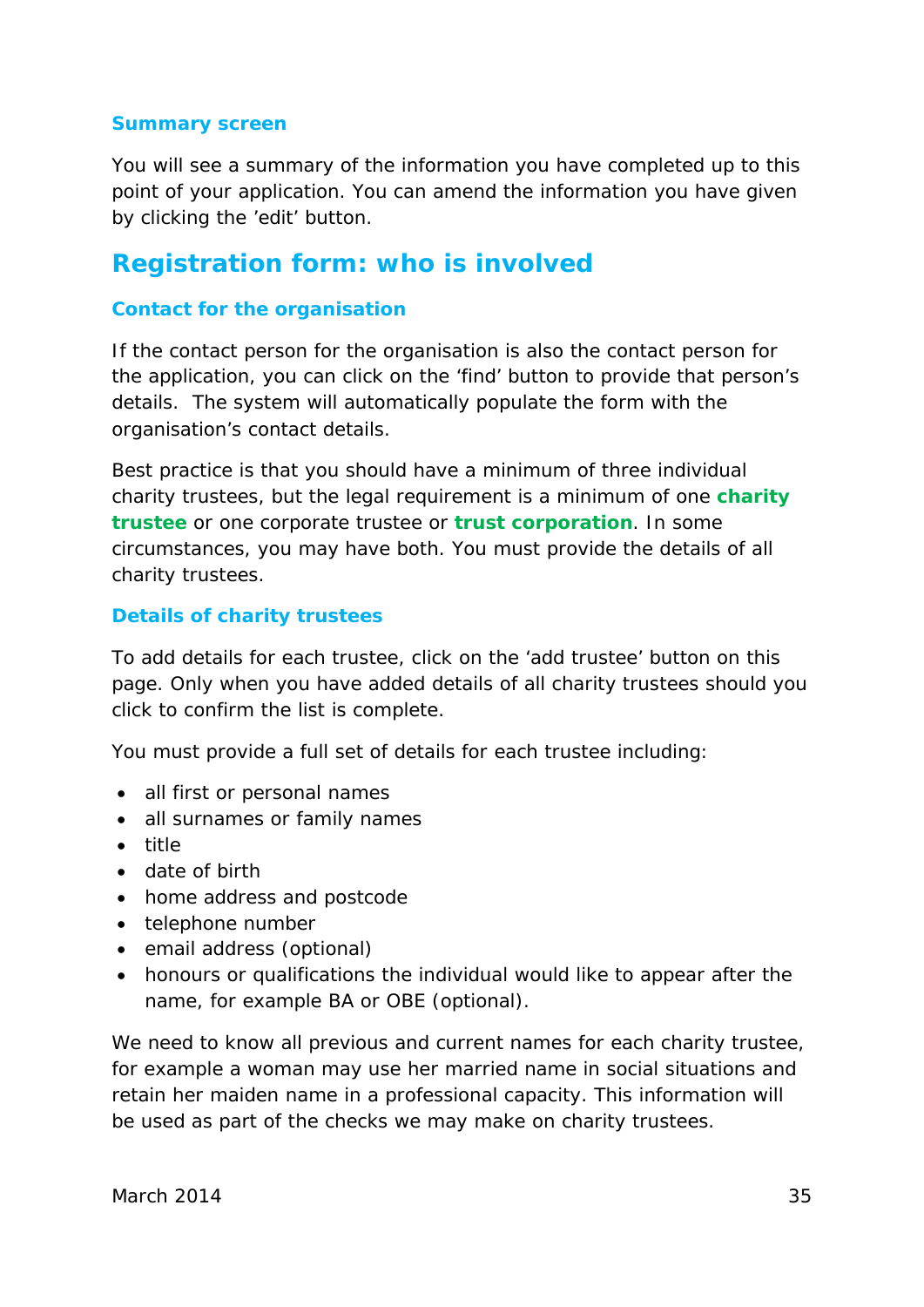### Summary screen

You will see a summary of the information you have completed up to this point of your application. You can amend the information you have given by clicking the 'edit' button.

## Registration form: who is involved

### Contact for the organisation

If the contact person for the organisation is also the contact person for the application, you can click on the 'find' button to provide that person's details.  The system will automatically populate the form with the organisation's contact details.

Best practice is that you should have a minimum of three individual charity trustees, but the legal requirement is a minimum of one **charity trustee** or one corporate trustee or **trust corporation**. In some circumstances, you may have both. You must provide the details of all charity trustees.

### Details of charity trustees

To add details for each trustee, click on the 'add trustee' button on this page. Only when you have added details of all charity trustees should you click to confirm the list is complete.

You must provide a full set of details for each trustee including:

- all first or personal names
- all surnames or family names
- title
- date of birth
- home address and postcode
- telephone number
- email address (optional)
- honours or qualifications the individual would like to appear after the name, for example BA or OBE (optional).

We need to know all previous and current names for each charity trustee, for example a woman may use her married name in social situations and retain her maiden name in a professional capacity. This information will be used as part of the checks we may make on charity trustees.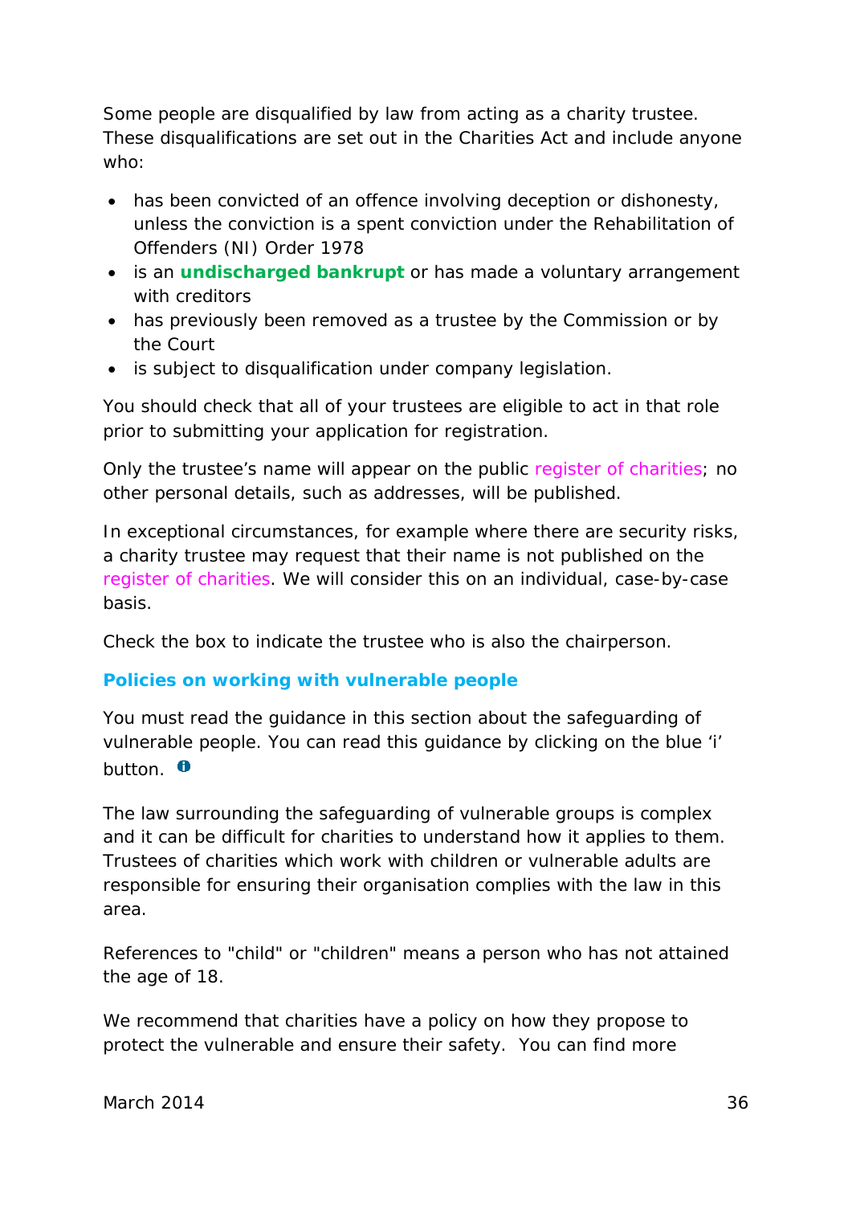Some people are disqualified by law from acting as a charity trustee. These disqualifications are set out in the Charities Act and include anyone who:

- has been convicted of an offence involving deception or dishonesty, unless the conviction is a spent conviction under the Rehabilitation of Offenders (NI) Order 1978
- is an **undischarged bankrupt** or has made a voluntary arrangement with creditors
- has previously been removed as a trustee by the Commission or by the Court
- is subject to disqualification under company legislation.

You should check that all of your trustees are eligible to act in that role prior to submitting your application for registration.

Only the trustee's name will appear on the public register of charities; no other personal details, such as addresses, will be published.

In exceptional circumstances, for example where there are security risks, a charity trustee may request that their name is not published on the register of charities. We will consider this on an individual, case-by-case basis.

Check the box to indicate the trustee who is also the chairperson.

### Policies on working with vulnerable people

You must read the guidance in this section about the safeguarding of vulnerable people. You can read this guidance by clicking on the blue 'i' button.

The law surrounding the safeguarding of vulnerable groups is complex and it can be difficult for charities to understand how it applies to them. Trustees of charities which work with children or vulnerable adults are responsible for ensuring their organisation complies with the law in this area.

References to "child" or "children" means a person who has not attained the age of 18.

We recommend that charities have a policy on how they propose to protect the vulnerable and ensure their safety. You can find more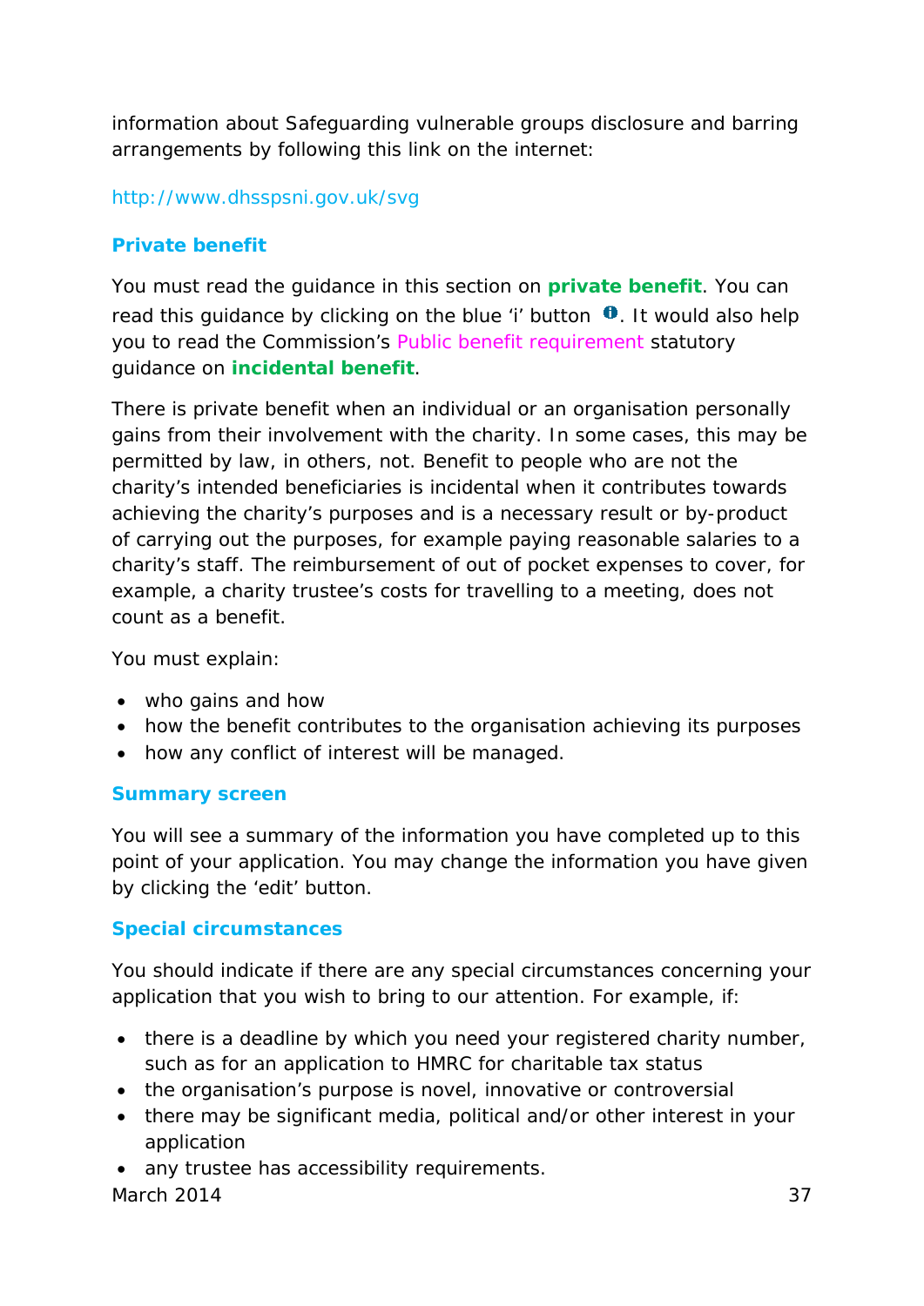information about Safeguarding vulnerable groups disclosure and barring arrangements by following this link on the internet:

http://www.dhsspsni.gov.uk/svg

### Private benefit

You must read the guidance in this section on **private benefit**. You can read this guidance by clicking on the blue 'i' button. It would also help you to read the Commission's Public benefit requirement statutory guidance on **incidental benefit**.

There is private benefit when an individual or an organisation personally gains from their involvement with the charity. In some cases, this may be permitted by law, in others, not. Benefit to people who are not the charity's intended beneficiaries is incidental when it contributes towards achieving the charity's purposes and is a necessary result or by-product of carrying out the purposes, for example paying reasonable salaries to a charity's staff. The reimbursement of out of pocket expenses to cover, for example, a charity trustee's costs for travelling to a meeting, does not count as a benefit.

You must explain:

- who gains and how
- how the benefit contributes to the organisation achieving its purposes
- how any conflict of interest will be managed.

### Summary screen

You will see a summary of the information you have completed up to this point of your application. You may change the information you have given by clicking the 'edit' button.

### Special circumstances

You should indicate if there are any special circumstances concerning your application that you wish to bring to our attention. For example, if:

- there is a deadline by which you need your registered charity number, such as for an application to HMRC for charitable tax status
- the organisation's purpose is novel, innovative or controversial
- there may be significant media, political and/or other interest in your application
- any trustee has accessibility requirements.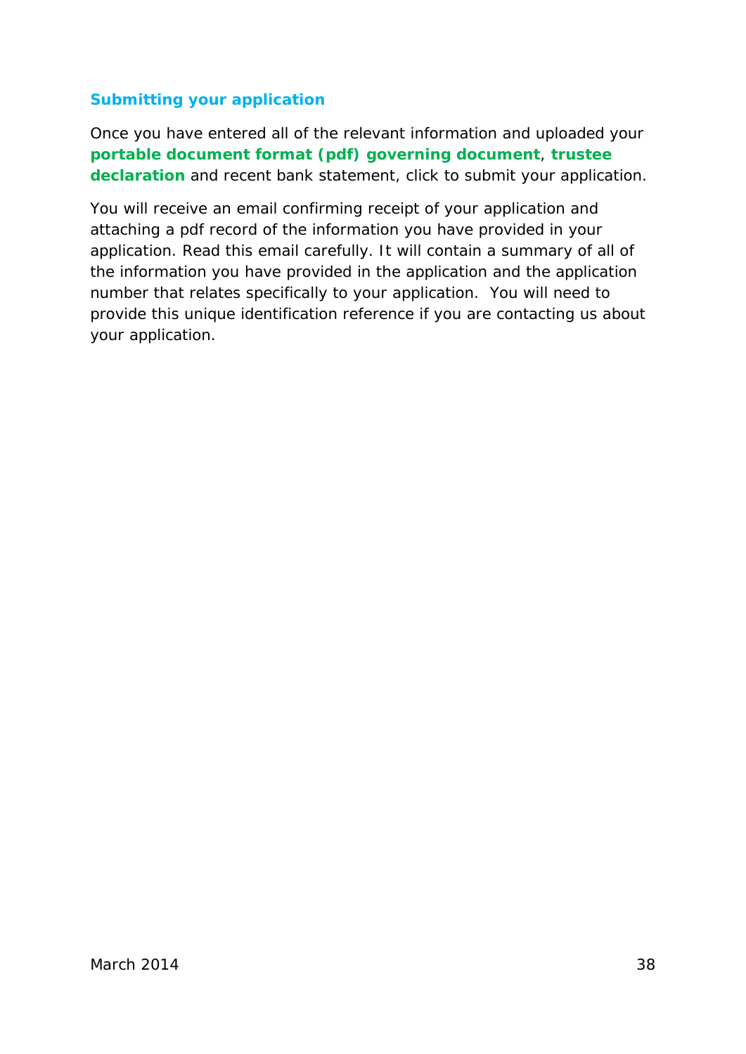### Submitting your application

Once you have entered all of the relevant information and uploaded your **portable document format (pdf) governing document**, **trustee declaration** and recent bank statement, click to submit your application.

You will receive an email confirming receipt of your application and attaching a pdf record of the information you have provided in your application. Read this email carefully. It will contain a summary of all of the information you have provided in the application and the application number that relates specifically to your application. You will need to provide this unique identification reference if you are contacting us about your application.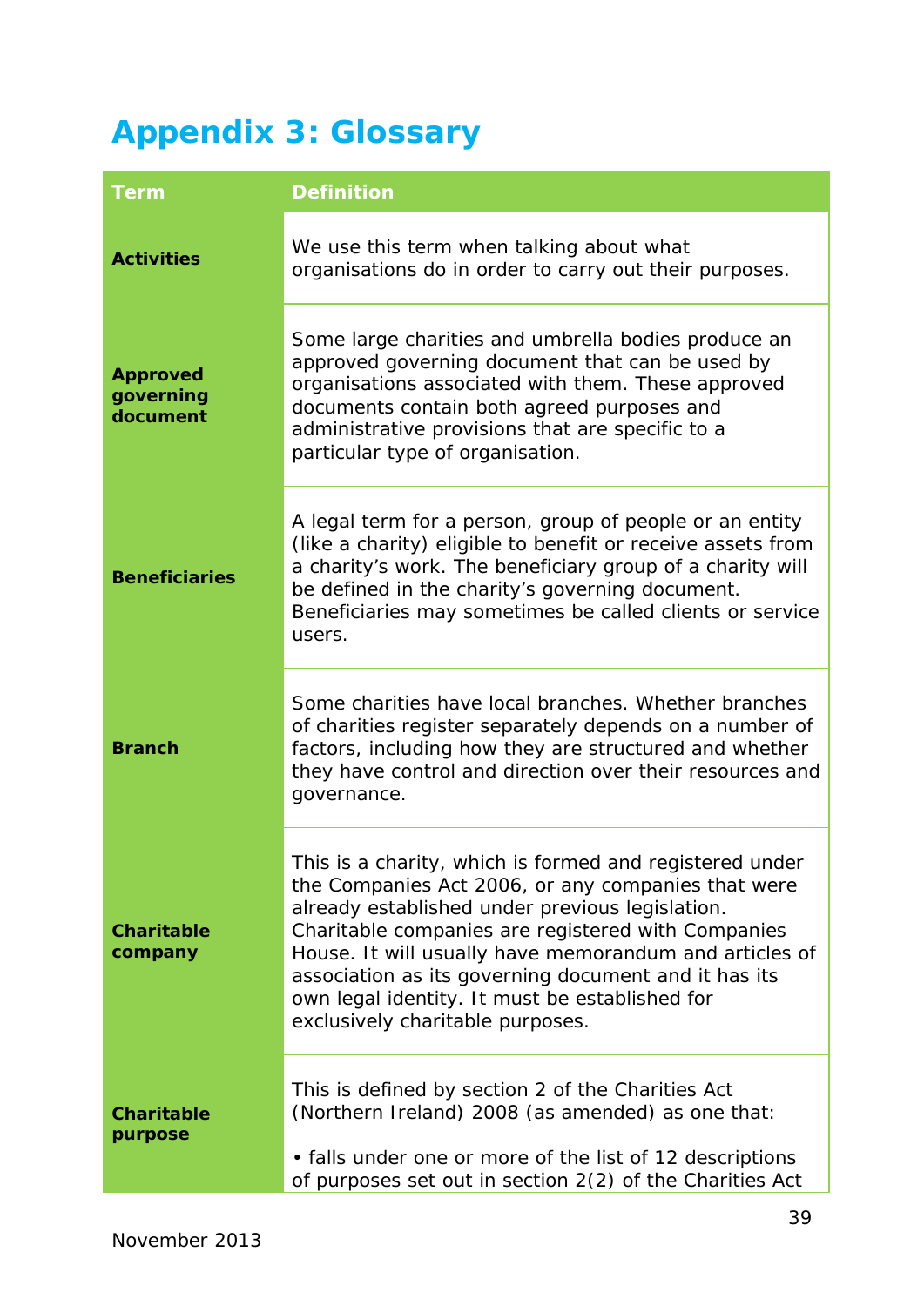# Appendix 3: Glossary

| Term | Definition |
| --- | --- |
| **Activities** | We use this term when talking about what organisations do in order to carry out their purposes. |
| **Approved governing document** | Some large charities and umbrella bodies produce an approved governing document that can be used by organisations associated with them. These approved documents contain both agreed purposes and administrative provisions that are specific to a particular type of organisation. |
| **Beneficiaries** | A legal term for a person, group of people or an entity (like a charity) eligible to benefit or receive assets from a charity's work. The beneficiary group of a charity will be defined in the charity's governing document. Beneficiaries may sometimes be called clients or service users. |
| **Branch** | Some charities have local branches. Whether branches of charities register separately depends on a number of factors, including how they are structured and whether they have control and direction over their resources and governance. |
| **Charitable company** | This is a charity, which is formed and registered under the Companies Act 2006, or any companies that were already established under previous legislation. Charitable companies are registered with Companies House. It will usually have memorandum and articles of association as its governing document and it has its own legal identity. It must be established for exclusively charitable purposes. |
| **Charitable purpose** | This is defined by section 2 of the Charities Act (Northern Ireland) 2008 (as amended) as one that:<br><br>• falls under one or more of the list of 12 descriptions of purposes set out in section 2(2) of the Charities Act |

November 2013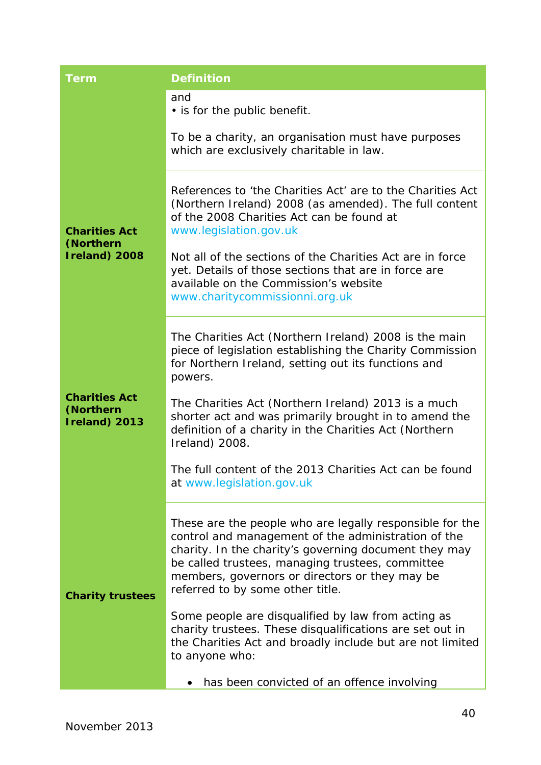| Term | Definition |
| --- | --- |
| | and<br>• is for the public benefit.<br><br>To be a charity, an organisation must have purposes which are exclusively charitable in law. |
| **Charities Act (Northern Ireland) 2008** | References to 'the Charities Act' are to the Charities Act (Northern Ireland) 2008 (as amended). The full content of the 2008 Charities Act can be found at www.legislation.gov.uk<br><br>Not all of the sections of the Charities Act are in force yet. Details of those sections that are in force are available on the Commission's website www.charitycommissionni.org.uk |
| **Charities Act (Northern Ireland) 2013** | The Charities Act (Northern Ireland) 2008 is the main piece of legislation establishing the Charity Commission for Northern Ireland, setting out its functions and powers.<br><br>The Charities Act (Northern Ireland) 2013 is a much shorter act and was primarily brought in to amend the definition of a charity in the Charities Act (Northern Ireland) 2008.<br><br>The full content of the 2013 Charities Act can be found at www.legislation.gov.uk |
| **Charity trustees** | These are the people who are legally responsible for the control and management of the administration of the charity. In the charity's governing document they may be called trustees, managing trustees, committee members, governors or directors or they may be referred to by some other title.<br><br>Some people are disqualified by law from acting as charity trustees. These disqualifications are set out in the Charities Act and broadly include but are not limited to anyone who:<br><br>• has been convicted of an offence involving |

November 2013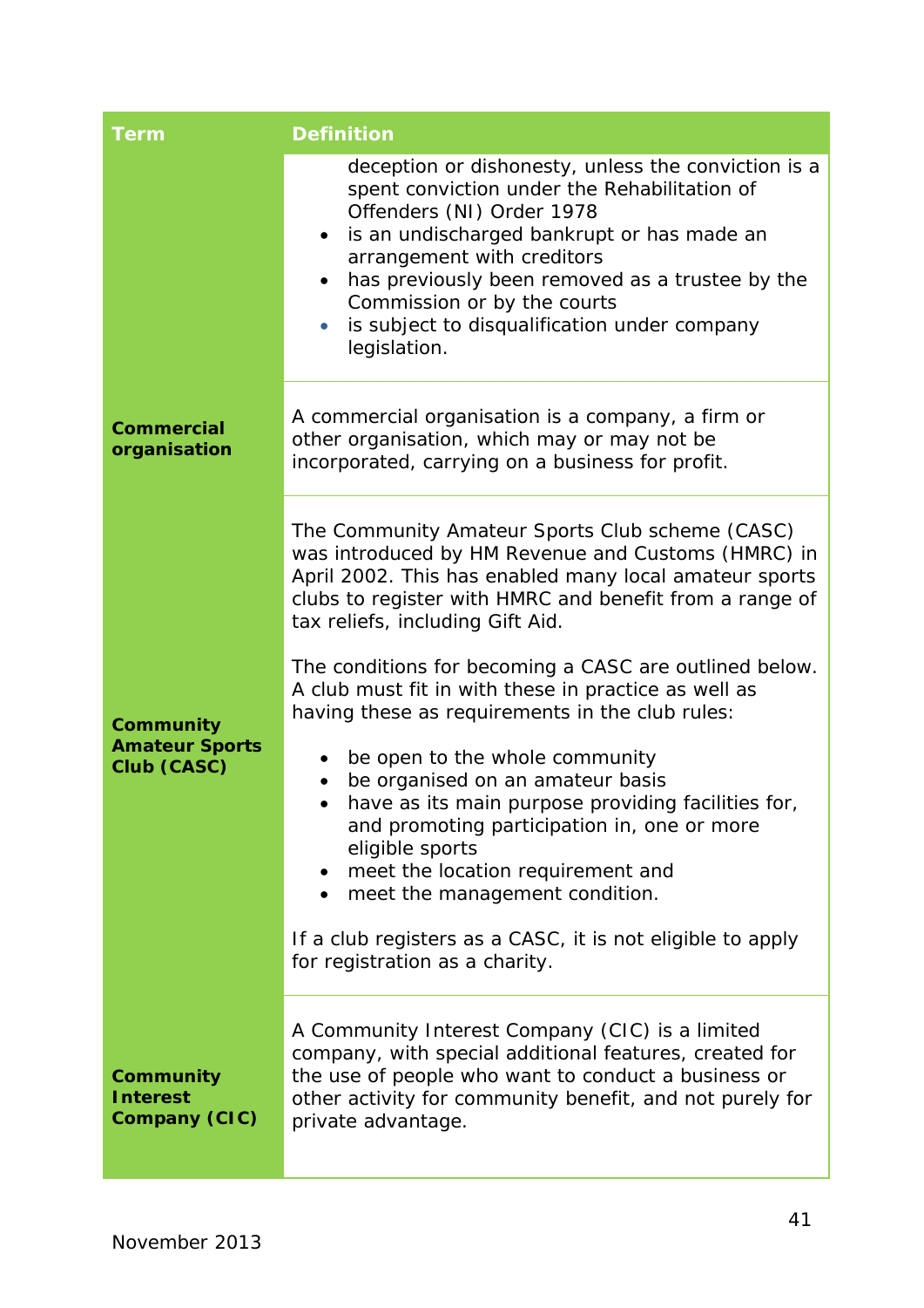| Term | Definition |
|---|---|
| | deception or dishonesty, unless the conviction is a spent conviction under the Rehabilitation of Offenders (NI) Order 1978<br>• is an undischarged bankrupt or has made an arrangement with creditors<br>• has previously been removed as a trustee by the Commission or by the courts<br>• is subject to disqualification under company legislation. |
| **Commercial organisation** | A commercial organisation is a company, a firm or other organisation, which may or may not be incorporated, carrying on a business for profit. |
| **Community Amateur Sports Club (CASC)** | The Community Amateur Sports Club scheme (CASC) was introduced by HM Revenue and Customs (HMRC) in April 2002. This has enabled many local amateur sports clubs to register with HMRC and benefit from a range of tax reliefs, including Gift Aid.<br><br>The conditions for becoming a CASC are outlined below. A club must fit in with these in practice as well as having these as requirements in the club rules:<br><br>• be open to the whole community<br>• be organised on an amateur basis<br>• have as its main purpose providing facilities for, and promoting participation in, one or more eligible sports<br>• meet the location requirement and<br>• meet the management condition.<br><br>If a club registers as a CASC, it is not eligible to apply for registration as a charity. |
| **Community Interest Company (CIC)** | A Community Interest Company (CIC) is a limited company, with special additional features, created for the use of people who want to conduct a business or other activity for community benefit, and not purely for private advantage. |

November 2013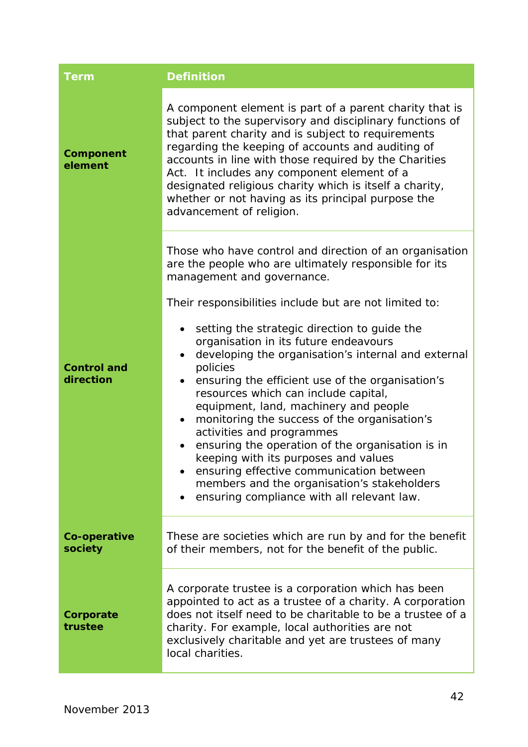| Term | Definition |
|---|---|
| **Component element** | A component element is part of a parent charity that is subject to the supervisory and disciplinary functions of that parent charity and is subject to requirements regarding the keeping of accounts and auditing of accounts in line with those required by the Charities Act. It includes any component element of a designated religious charity which is itself a charity, whether or not having as its principal purpose the advancement of religion. |
| **Control and direction** | Those who have control and direction of an organisation are the people who are ultimately responsible for its management and governance.<br><br>Their responsibilities include but are not limited to:<br><br>• setting the strategic direction to guide the organisation in its future endeavours<br>• developing the organisation's internal and external policies<br>• ensuring the efficient use of the organisation's resources which can include capital, equipment, land, machinery and people<br>• monitoring the success of the organisation's activities and programmes<br>• ensuring the operation of the organisation is in keeping with its purposes and values<br>• ensuring effective communication between members and the organisation's stakeholders<br>• ensuring compliance with all relevant law. |
| **Co-operative society** | These are societies which are run by and for the benefit of their members, not for the benefit of the public. |
| **Corporate trustee** | A corporate trustee is a corporation which has been appointed to act as a trustee of a charity. A corporation does not itself need to be charitable to be a trustee of a charity. For example, local authorities are not exclusively charitable and yet are trustees of many local charities. |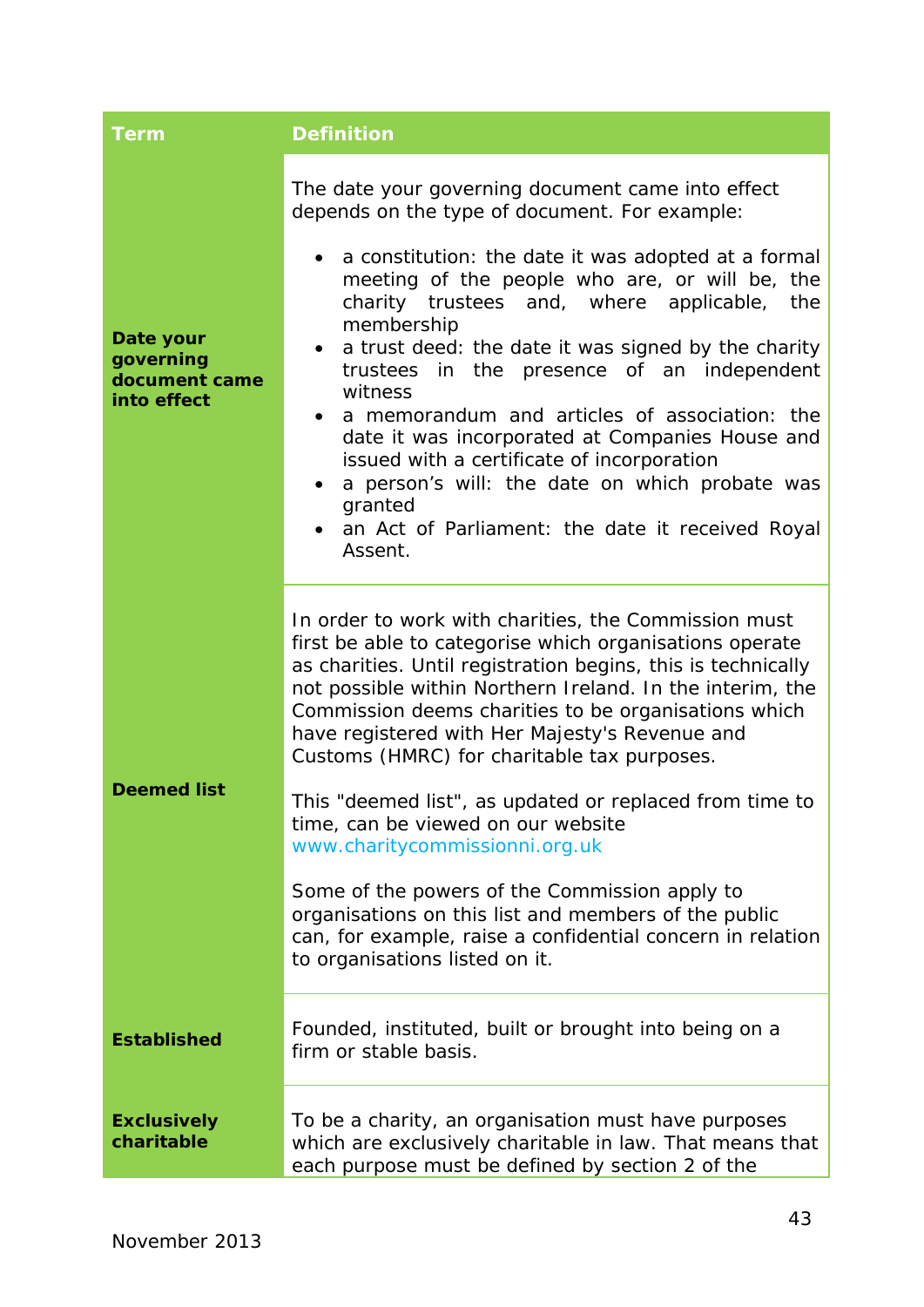| Term | Definition |
| --- | --- |
| **Date your governing document came into effect** | The date your governing document came into effect depends on the type of document. For example:<br><br>• a constitution: the date it was adopted at a formal meeting of the people who are, or will be, the charity trustees and, where applicable, the membership<br>• a trust deed: the date it was signed by the charity trustees in the presence of an independent witness<br>• a memorandum and articles of association: the date it was incorporated at Companies House and issued with a certificate of incorporation<br>• a person's will: the date on which probate was granted<br>• an Act of Parliament: the date it received Royal Assent. |
| **Deemed list** | In order to work with charities, the Commission must first be able to categorise which organisations operate as charities. Until registration begins, this is technically not possible within Northern Ireland. In the interim, the Commission deems charities to be organisations which have registered with Her Majesty's Revenue and Customs (HMRC) for charitable tax purposes.<br><br>This "deemed list", as updated or replaced from time to time, can be viewed on our website www.charitycommissionni.org.uk<br><br>Some of the powers of the Commission apply to organisations on this list and members of the public can, for example, raise a confidential concern in relation to organisations listed on it. |
| **Established** | Founded, instituted, built or brought into being on a firm or stable basis. |
| **Exclusively charitable** | To be a charity, an organisation must have purposes which are exclusively charitable in law. That means that each purpose must be defined by section 2 of the |

November 2013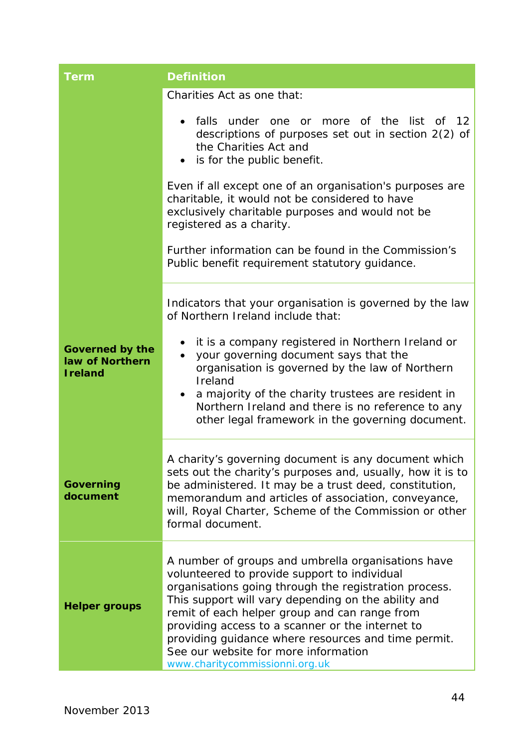| Term | Definition |
| --- | --- |
| | Charities Act as one that:<br><br>• falls under one or more of the list of 12 descriptions of purposes set out in section 2(2) of the Charities Act and<br>• is for the public benefit.<br><br>Even if all except one of an organisation's purposes are charitable, it would not be considered to have exclusively charitable purposes and would not be registered as a charity.<br><br>Further information can be found in the Commission's Public benefit requirement statutory guidance. |
| **Governed by the law of Northern Ireland** | Indicators that your organisation is governed by the law of Northern Ireland include that:<br><br>• it is a company registered in Northern Ireland or<br>• your governing document says that the organisation is governed by the law of Northern Ireland<br>• a majority of the charity trustees are resident in Northern Ireland and there is no reference to any other legal framework in the governing document. |
| **Governing document** | A charity's governing document is any document which sets out the charity's purposes and, usually, how it is to be administered. It may be a trust deed, constitution, memorandum and articles of association, conveyance, will, Royal Charter, Scheme of the Commission or other formal document. |
| **Helper groups** | A number of groups and umbrella organisations have volunteered to provide support to individual organisations going through the registration process. This support will vary depending on the ability and remit of each helper group and can range from providing access to a scanner or the internet to providing guidance where resources and time permit. See our website for more information www.charitycommissionni.org.uk |

November 2013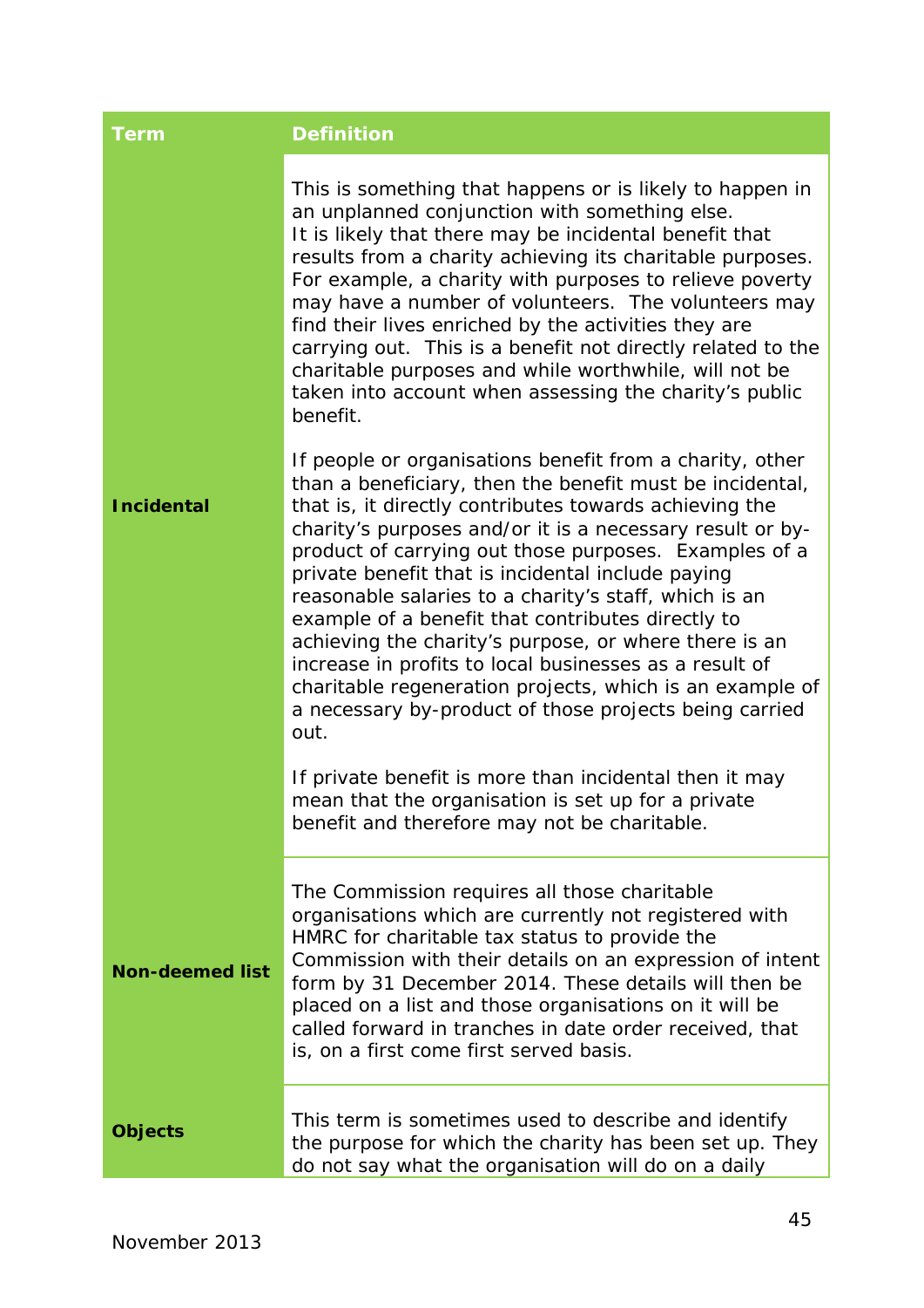| Term | Definition |
| --- | --- |
| **Incidental** | This is something that happens or is likely to happen in an unplanned conjunction with something else. It is likely that there may be incidental benefit that results from a charity achieving its charitable purposes. For example, a charity with purposes to relieve poverty may have a number of volunteers. The volunteers may find their lives enriched by the activities they are carrying out. This is a benefit not directly related to the charitable purposes and while worthwhile, will not be taken into account when assessing the charity's public benefit.<br><br>If people or organisations benefit from a charity, other than a beneficiary, then the benefit must be incidental, that is, it directly contributes towards achieving the charity's purposes and/or it is a necessary result or by-product of carrying out those purposes. Examples of a private benefit that is incidental include paying reasonable salaries to a charity's staff, which is an example of a benefit that contributes directly to achieving the charity's purpose, or where there is an increase in profits to local businesses as a result of charitable regeneration projects, which is an example of a necessary by-product of those projects being carried out.<br><br>If private benefit is more than incidental then it may mean that the organisation is set up for a private benefit and therefore may not be charitable. |
| **Non-deemed list** | The Commission requires all those charitable organisations which are currently not registered with HMRC for charitable tax status to provide the Commission with their details on an expression of intent form by 31 December 2014. These details will then be placed on a list and those organisations on it will be called forward in tranches in date order received, that is, on a first come first served basis. |
| **Objects** | This term is sometimes used to describe and identify the purpose for which the charity has been set up. They do not say what the organisation will do on a daily |

November 2013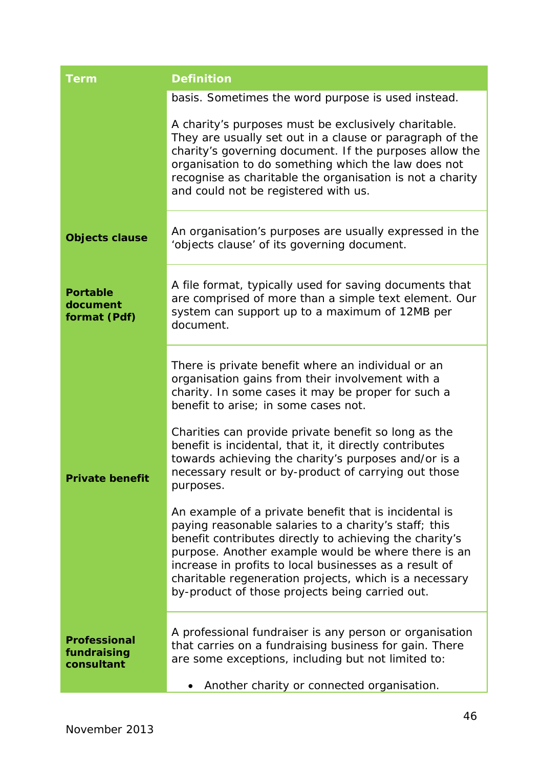| Term | Definition |
|---|---|
| | basis. Sometimes the word purpose is used instead.<br><br>A charity's purposes must be exclusively charitable. They are usually set out in a clause or paragraph of the charity's governing document. If the purposes allow the organisation to do something which the law does not recognise as charitable the organisation is not a charity and could not be registered with us. |
| **Objects clause** | An organisation's purposes are usually expressed in the 'objects clause' of its governing document. |
| **Portable document format (Pdf)** | A file format, typically used for saving documents that are comprised of more than a simple text element. Our system can support up to a maximum of 12MB per document. |
| **Private benefit** | There is private benefit where an individual or an organisation gains from their involvement with a charity. In some cases it may be proper for such a benefit to arise; in some cases not.<br><br>Charities can provide private benefit so long as the benefit is incidental, that it, it directly contributes towards achieving the charity's purposes and/or is a necessary result or by-product of carrying out those purposes.<br><br>An example of a private benefit that is incidental is paying reasonable salaries to a charity's staff; this benefit contributes directly to achieving the charity's purpose. Another example would be where there is an increase in profits to local businesses as a result of charitable regeneration projects, which is a necessary by-product of those projects being carried out. |
| **Professional fundraising consultant** | A professional fundraiser is any person or organisation that carries on a fundraising business for gain. There are some exceptions, including but not limited to:<br><br>• Another charity or connected organisation. |

November 2013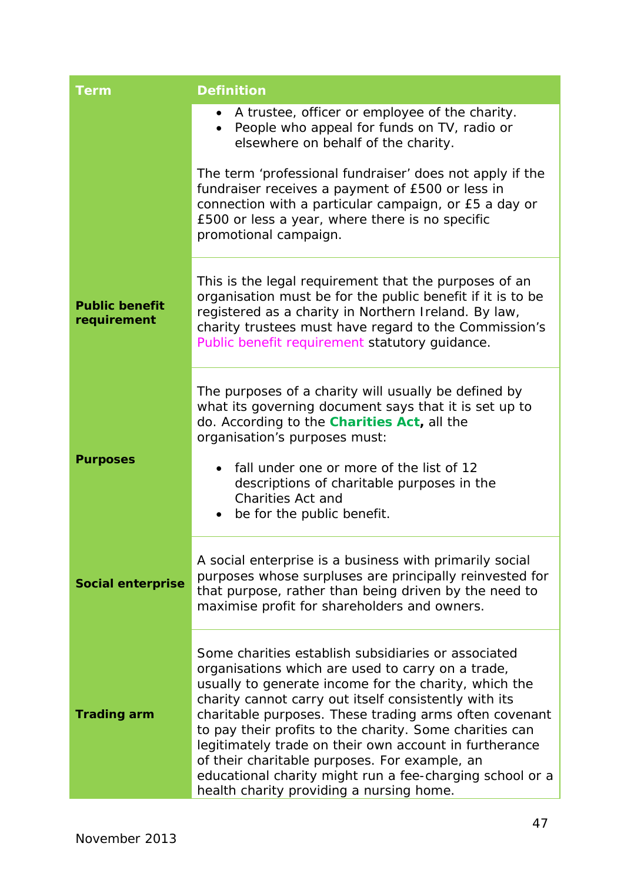| Term | Definition |
|---|---|
| | • A trustee, officer or employee of the charity.<br>• People who appeal for funds on TV, radio or elsewhere on behalf of the charity.<br><br>The term 'professional fundraiser' does not apply if the fundraiser receives a payment of £500 or less in connection with a particular campaign, or £5 a day or £500 or less a year, where there is no specific promotional campaign. |
| **Public benefit requirement** | This is the legal requirement that the purposes of an organisation must be for the public benefit if it is to be registered as a charity in Northern Ireland. By law, charity trustees must have regard to the Commission's Public benefit requirement statutory guidance. |
| **Purposes** | The purposes of a charity will usually be defined by what its governing document says that it is set up to do. According to the **Charities Act**, all the organisation's purposes must:<br><br>• fall under one or more of the list of 12 descriptions of charitable purposes in the Charities Act and<br>• be for the public benefit. |
| **Social enterprise** | A social enterprise is a business with primarily social purposes whose surpluses are principally reinvested for that purpose, rather than being driven by the need to maximise profit for shareholders and owners. |
| **Trading arm** | Some charities establish subsidiaries or associated organisations which are used to carry on a trade, usually to generate income for the charity, which the charity cannot carry out itself consistently with its charitable purposes. These trading arms often covenant to pay their profits to the charity. Some charities can legitimately trade on their own account in furtherance of their charitable purposes. For example, an educational charity might run a fee-charging school or a health charity providing a nursing home. |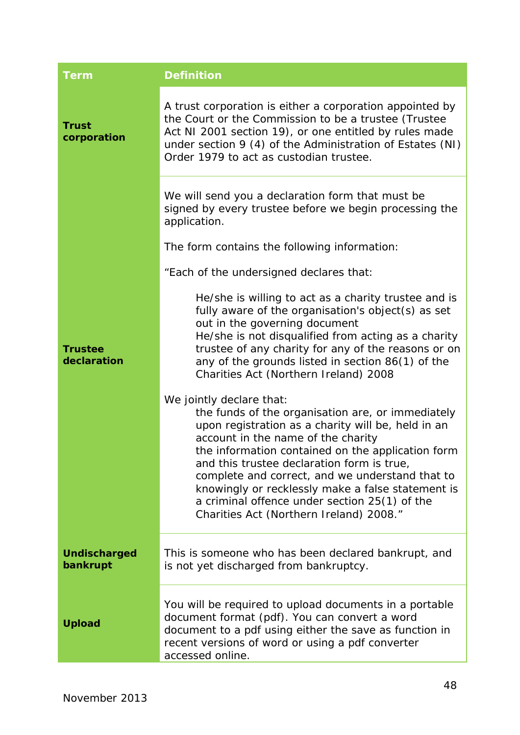| Term | Definition |
|---|---|
| **Trust corporation** | A trust corporation is either a corporation appointed by the Court or the Commission to be a trustee (Trustee Act NI 2001 section 19), or one entitled by rules made under section 9 (4) of the Administration of Estates (NI) Order 1979 to act as custodian trustee. |
| **Trustee declaration** | We will send you a declaration form that must be signed by every trustee before we begin processing the application.<br><br>The form contains the following information:<br><br>"Each of the undersigned declares that:<br><br>He/she is willing to act as a charity trustee and is fully aware of the organisation's object(s) as set out in the governing document<br>He/she is not disqualified from acting as a charity trustee of any charity for any of the reasons or on any of the grounds listed in section 86(1) of the Charities Act (Northern Ireland) 2008<br><br>We jointly declare that:<br>the funds of the organisation are, or immediately upon registration as a charity will be, held in an account in the name of the charity<br>the information contained on the application form and this trustee declaration form is true, complete and correct, and we understand that to knowingly or recklessly make a false statement is a criminal offence under section 25(1) of the Charities Act (Northern Ireland) 2008." |
| **Undischarged bankrupt** | This is someone who has been declared bankrupt, and is not yet discharged from bankruptcy. |
| **Upload** | You will be required to upload documents in a portable document format (pdf). You can convert a word document to a pdf using either the save as function in recent versions of word or using a pdf converter accessed online. |

November 2013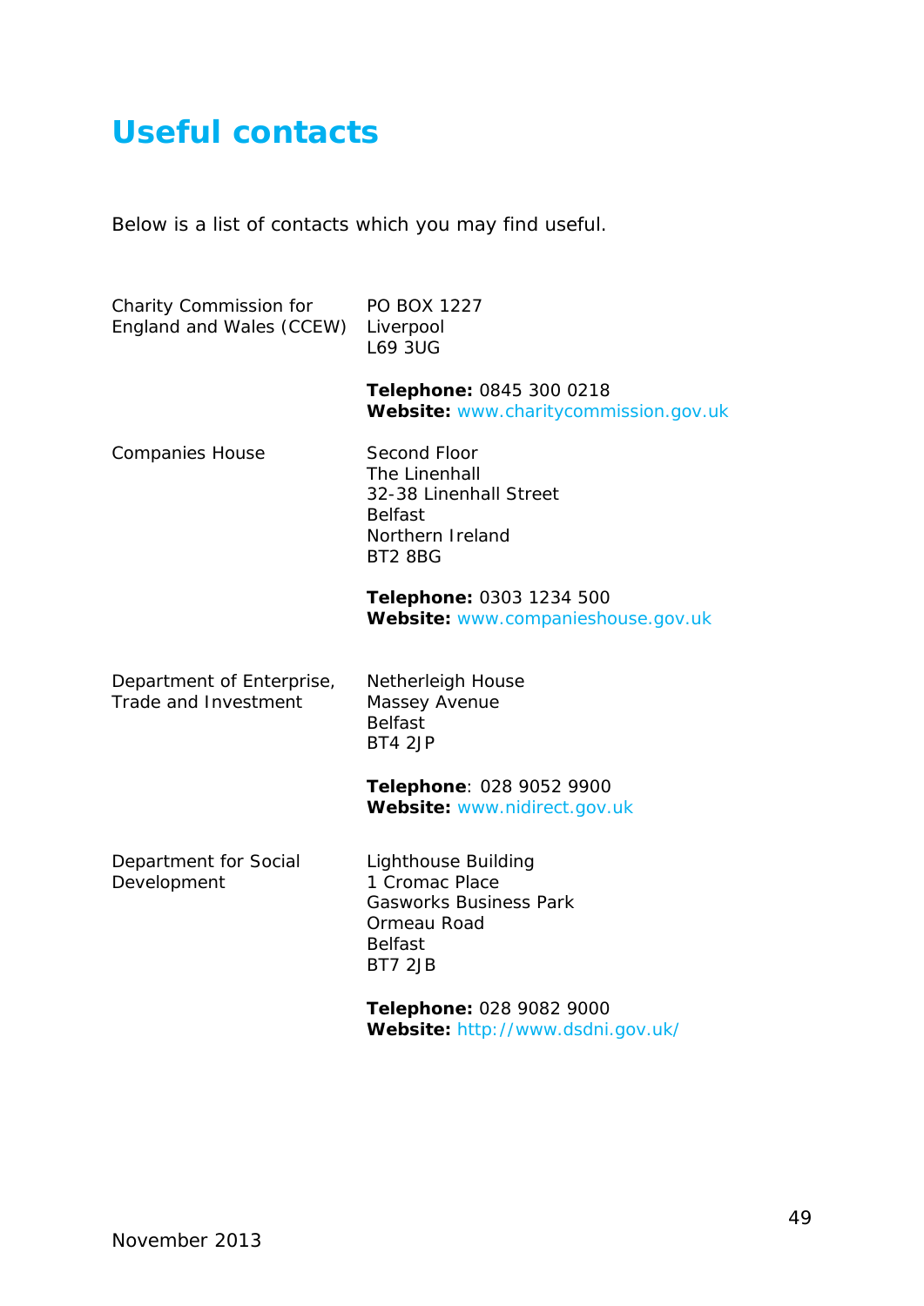# Useful contacts

Below is a list of contacts which you may find useful.

| | |
|---|---|
| Charity Commission for England and Wales (CCEW) | PO BOX 1227<br>Liverpool<br>L69 3UG<br><br>**Telephone:** 0845 300 0218<br>**Website:** www.charitycommission.gov.uk |
| Companies House | Second Floor<br>The Linenhall<br>32-38 Linenhall Street<br>Belfast<br>Northern Ireland<br>BT2 8BG<br><br>**Telephone:** 0303 1234 500<br>**Website:** www.companieshouse.gov.uk |
| Department of Enterprise, Trade and Investment | Netherleigh House<br>Massey Avenue<br>Belfast<br>BT4 2JP<br><br>**Telephone**: 028 9052 9900<br>**Website:** www.nidirect.gov.uk |
| Department for Social Development | Lighthouse Building<br>1 Cromac Place<br>Gasworks Business Park<br>Ormeau Road<br>Belfast<br>BT7 2JB<br><br>**Telephone:** 028 9082 9000<br>**Website:** http://www.dsdni.gov.uk/ |

November 2013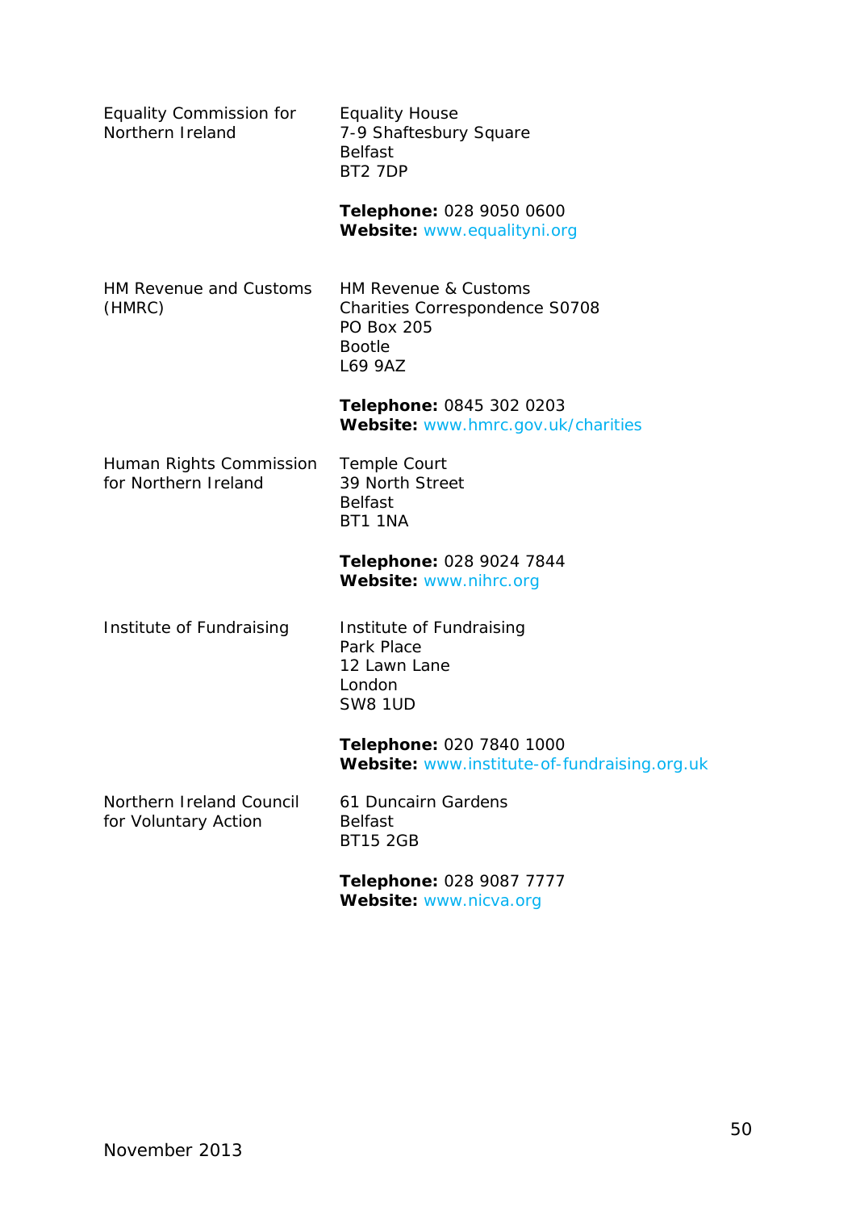| | |
|---|---|
| Equality Commission for Northern Ireland | Equality House<br>7-9 Shaftesbury Square<br>Belfast<br>BT2 7DP<br><br>**Telephone:** 028 9050 0600<br>**Website:** www.equalityni.org |
| HM Revenue and Customs (HMRC) | HM Revenue & Customs<br>Charities Correspondence S0708<br>PO Box 205<br>Bootle<br>L69 9AZ<br><br>**Telephone:** 0845 302 0203<br>**Website:** www.hmrc.gov.uk/charities |
| Human Rights Commission for Northern Ireland | Temple Court<br>39 North Street<br>Belfast<br>BT1 1NA<br><br>**Telephone:** 028 9024 7844<br>**Website:** www.nihrc.org |
| Institute of Fundraising | Institute of Fundraising<br>Park Place<br>12 Lawn Lane<br>London<br>SW8 1UD<br><br>**Telephone:** 020 7840 1000<br>**Website:** www.institute-of-fundraising.org.uk |
| Northern Ireland Council for Voluntary Action | 61 Duncairn Gardens<br>Belfast<br>BT15 2GB<br><br>**Telephone:** 028 9087 7777<br>**Website:** www.nicva.org |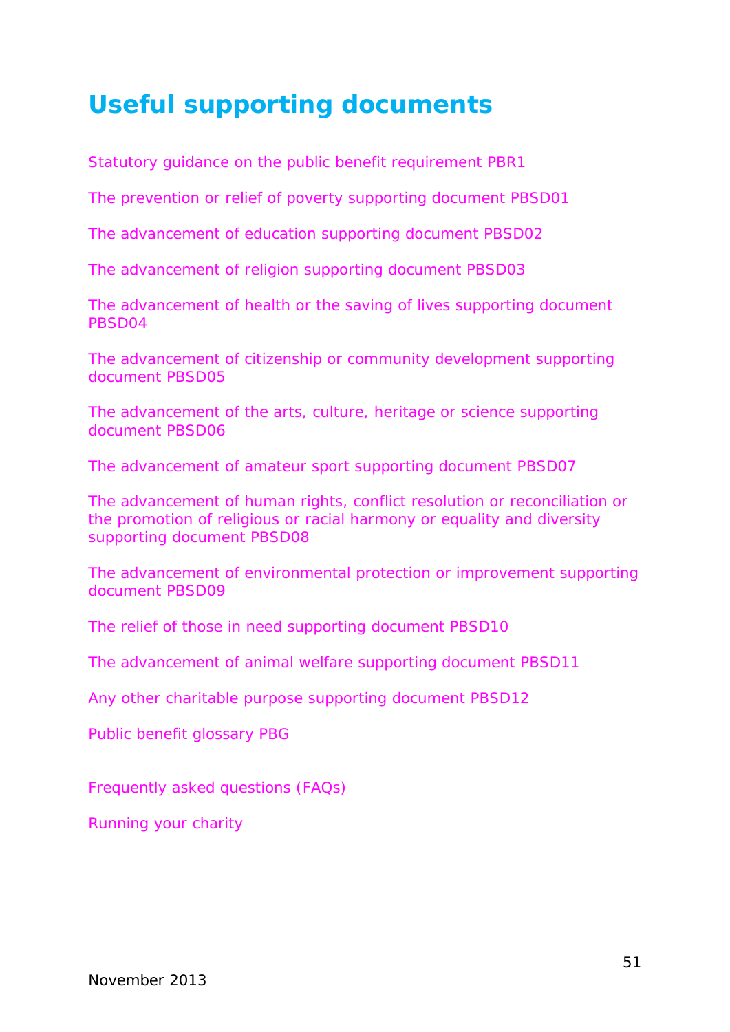# Useful supporting documents

Statutory guidance on the public benefit requirement PBR1

The prevention or relief of poverty supporting document PBSD01

The advancement of education supporting document PBSD02

The advancement of religion supporting document PBSD03

The advancement of health or the saving of lives supporting document PBSD04

The advancement of citizenship or community development supporting document PBSD05

The advancement of the arts, culture, heritage or science supporting document PBSD06

The advancement of amateur sport supporting document PBSD07

The advancement of human rights, conflict resolution or reconciliation or the promotion of religious or racial harmony or equality and diversity supporting document PBSD08

The advancement of environmental protection or improvement supporting document PBSD09

The relief of those in need supporting document PBSD10

The advancement of animal welfare supporting document PBSD11

Any other charitable purpose supporting document PBSD12

Public benefit glossary PBG

Frequently asked questions (FAQs)

Running your charity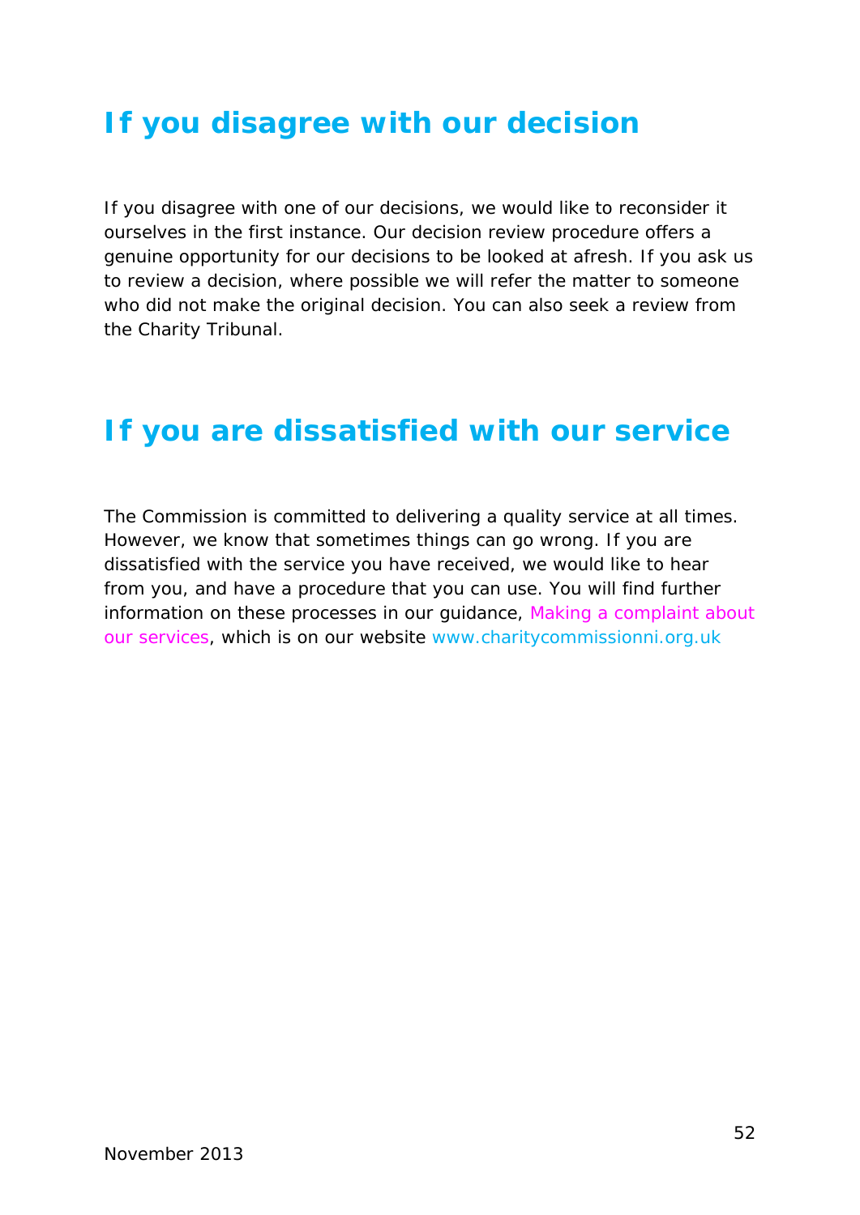# If you disagree with our decision

If you disagree with one of our decisions, we would like to reconsider it ourselves in the first instance. Our decision review procedure offers a genuine opportunity for our decisions to be looked at afresh. If you ask us to review a decision, where possible we will refer the matter to someone who did not make the original decision. You can also seek a review from the Charity Tribunal.

# If you are dissatisfied with our service

The Commission is committed to delivering a quality service at all times. However, we know that sometimes things can go wrong. If you are dissatisfied with the service you have received, we would like to hear from you, and have a procedure that you can use. You will find further information on these processes in our guidance, Making a complaint about our services, which is on our website www.charitycommissionni.org.uk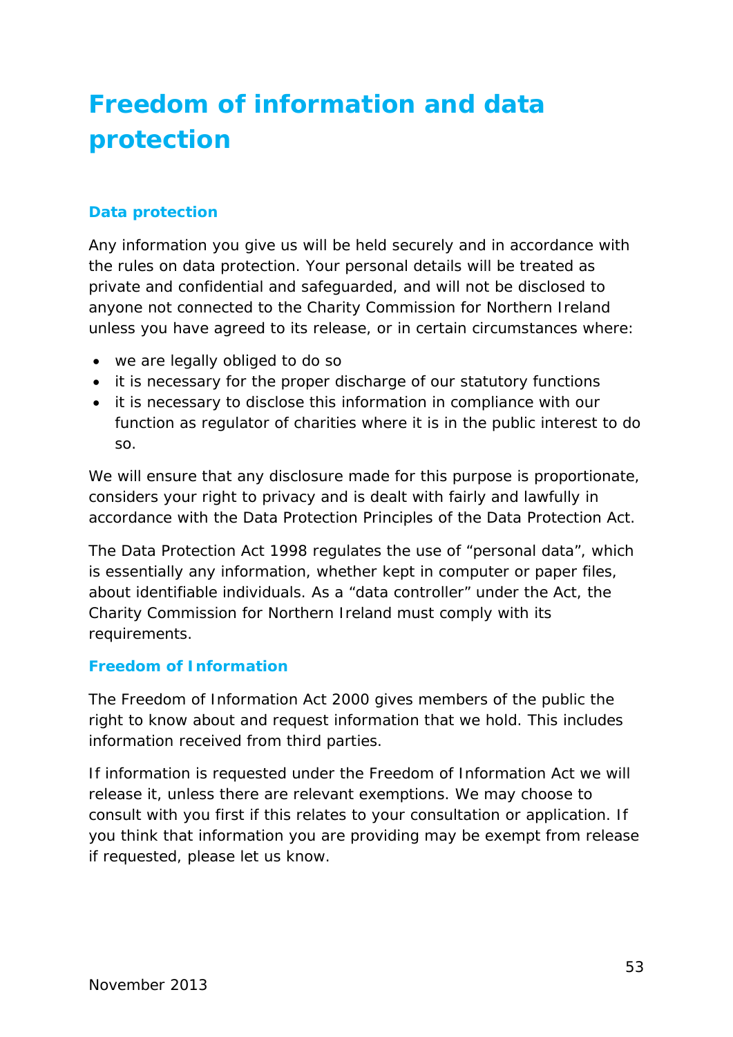# Freedom of information and data protection

## Data protection

Any information you give us will be held securely and in accordance with the rules on data protection. Your personal details will be treated as private and confidential and safeguarded, and will not be disclosed to anyone not connected to the Charity Commission for Northern Ireland unless you have agreed to its release, or in certain circumstances where:

- we are legally obliged to do so
- it is necessary for the proper discharge of our statutory functions
- it is necessary to disclose this information in compliance with our function as regulator of charities where it is in the public interest to do so.

We will ensure that any disclosure made for this purpose is proportionate, considers your right to privacy and is dealt with fairly and lawfully in accordance with the Data Protection Principles of the Data Protection Act.

The Data Protection Act 1998 regulates the use of "personal data", which is essentially any information, whether kept in computer or paper files, about identifiable individuals. As a "data controller" under the Act, the Charity Commission for Northern Ireland must comply with its requirements.

## Freedom of Information

The Freedom of Information Act 2000 gives members of the public the right to know about and request information that we hold. This includes information received from third parties.

If information is requested under the Freedom of Information Act we will release it, unless there are relevant exemptions. We may choose to consult with you first if this relates to your consultation or application. If you think that information you are providing may be exempt from release if requested, please let us know.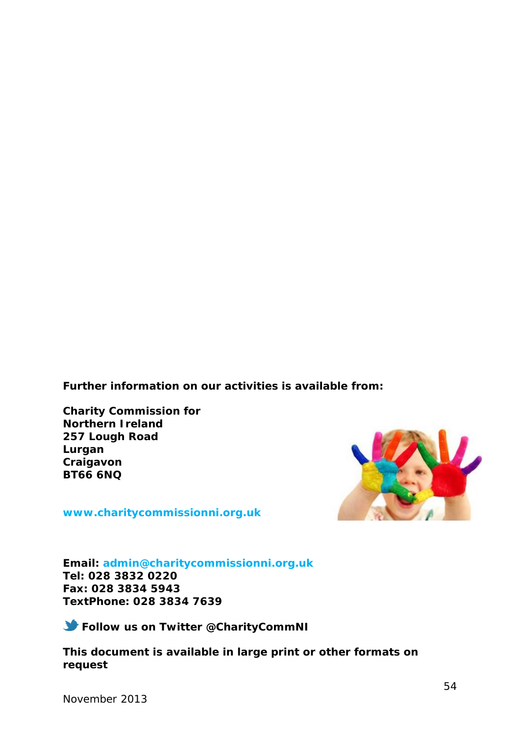**Further information on our activities is available from:**

**Charity Commission for**
**Northern Ireland**
**257 Lough Road**
**Lurgan**
**Craigavon**
**BT66 6NQ**

**www.charitycommissionni.org.uk**

**Email: admin@charitycommissionni.org.uk**
**Tel: 028 3832 0220**
**Fax: 028 3834 5943**
**TextPhone: 028 3834 7639**

**Follow us on Twitter @CharityCommNI**

**This document is available in large print or other formats on request**

November 2013